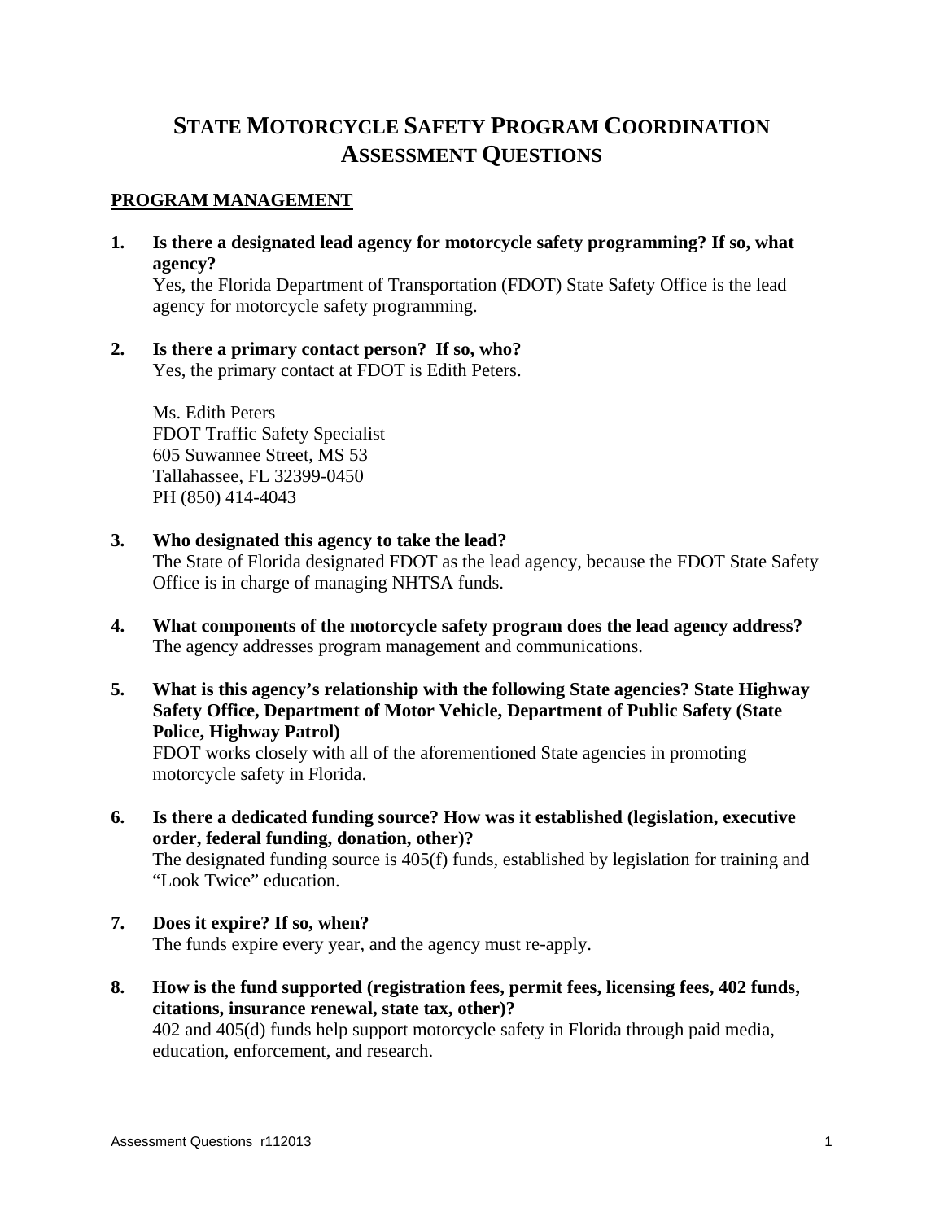# STATE MOTORCYCLE SAFETY PROGRAM COORDINATION ASSESSMENT QUESTIONS

## PROGRAM MANAGEMENT

**1. Is there a designated lead agency for motorcycle safety programming? If so, what agency?**

Yes, the Florida Department of Transportation (FDOT) State Safety Office is the lead agency for motorcycle safety programming.

**2. Is there a primary contact person? If so, who?**

Yes, the primary contact at FDOT is Edith Peters.

Ms. Edith Peters
FDOT Traffic Safety Specialist
605 Suwannee Street, MS 53
Tallahassee, FL 32399-0450
PH (850) 414-4043

**3. Who designated this agency to take the lead?**

The State of Florida designated FDOT as the lead agency, because the FDOT State Safety Office is in charge of managing NHTSA funds.

**4. What components of the motorcycle safety program does the lead agency address?**

The agency addresses program management and communications.

**5. What is this agency's relationship with the following State agencies? State Highway Safety Office, Department of Motor Vehicle, Department of Public Safety (State Police, Highway Patrol)**

FDOT works closely with all of the aforementioned State agencies in promoting motorcycle safety in Florida.

**6. Is there a dedicated funding source? How was it established (legislation, executive order, federal funding, donation, other)?**

The designated funding source is 405(f) funds, established by legislation for training and "Look Twice" education.

**7. Does it expire? If so, when?**

The funds expire every year, and the agency must re-apply.

**8. How is the fund supported (registration fees, permit fees, licensing fees, 402 funds, citations, insurance renewal, state tax, other)?**

402 and 405(d) funds help support motorcycle safety in Florida through paid media, education, enforcement, and research.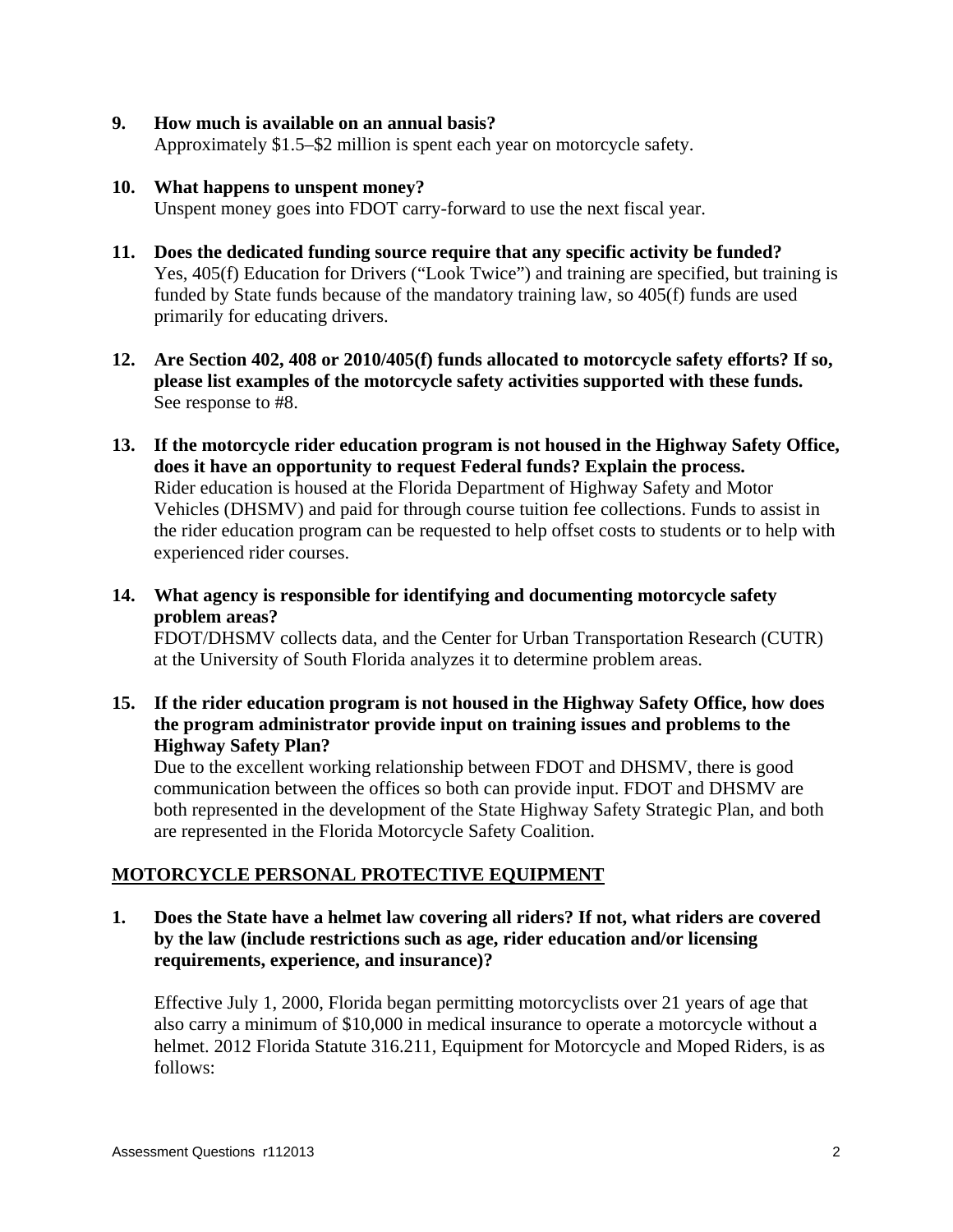**9. How much is available on an annual basis?**

Approximately $1.5–$2 million is spent each year on motorcycle safety.

**10. What happens to unspent money?**

Unspent money goes into FDOT carry-forward to use the next fiscal year.

**11. Does the dedicated funding source require that any specific activity be funded?**

Yes, 405(f) Education for Drivers ("Look Twice") and training are specified, but training is funded by State funds because of the mandatory training law, so 405(f) funds are used primarily for educating drivers.

**12. Are Section 402, 408 or 2010/405(f) funds allocated to motorcycle safety efforts? If so, please list examples of the motorcycle safety activities supported with these funds.**

See response to #8.

**13. If the motorcycle rider education program is not housed in the Highway Safety Office, does it have an opportunity to request Federal funds? Explain the process.**

Rider education is housed at the Florida Department of Highway Safety and Motor Vehicles (DHSMV) and paid for through course tuition fee collections. Funds to assist in the rider education program can be requested to help offset costs to students or to help with experienced rider courses.

**14. What agency is responsible for identifying and documenting motorcycle safety problem areas?**

FDOT/DHSMV collects data, and the Center for Urban Transportation Research (CUTR) at the University of South Florida analyzes it to determine problem areas.

**15. If the rider education program is not housed in the Highway Safety Office, how does the program administrator provide input on training issues and problems to the Highway Safety Plan?**

Due to the excellent working relationship between FDOT and DHSMV, there is good communication between the offices so both can provide input. FDOT and DHSMV are both represented in the development of the State Highway Safety Strategic Plan, and both are represented in the Florida Motorcycle Safety Coalition.

## MOTORCYCLE PERSONAL PROTECTIVE EQUIPMENT

**1. Does the State have a helmet law covering all riders? If not, what riders are covered by the law (include restrictions such as age, rider education and/or licensing requirements, experience, and insurance)?**

Effective July 1, 2000, Florida began permitting motorcyclists over 21 years of age that also carry a minimum of $10,000 in medical insurance to operate a motorcycle without a helmet. 2012 Florida Statute 316.211, Equipment for Motorcycle and Moped Riders, is as follows: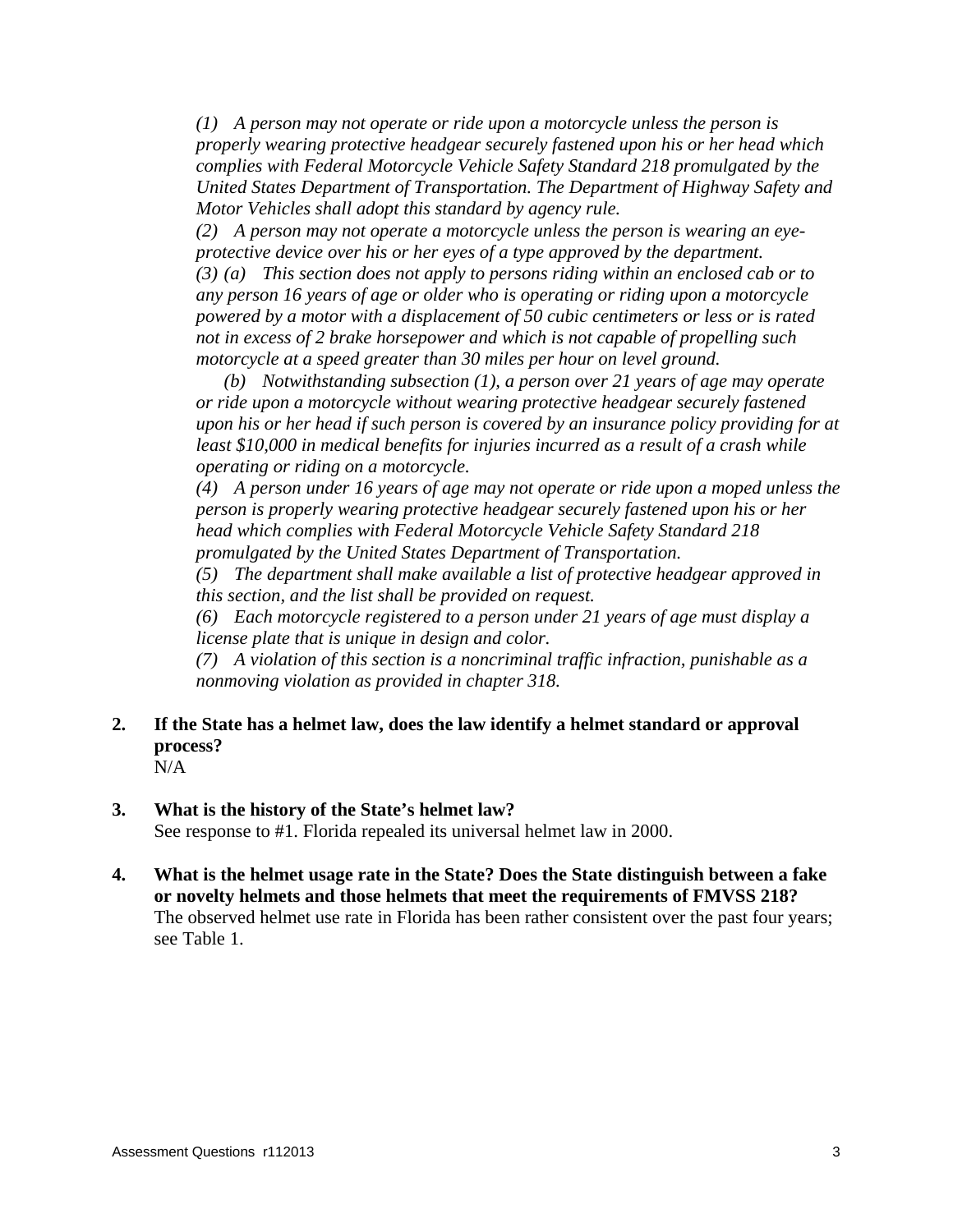*(1) A person may not operate or ride upon a motorcycle unless the person is properly wearing protective headgear securely fastened upon his or her head which complies with Federal Motorcycle Vehicle Safety Standard 218 promulgated by the United States Department of Transportation. The Department of Highway Safety and Motor Vehicles shall adopt this standard by agency rule.*

*(2) A person may not operate a motorcycle unless the person is wearing an eye-protective device over his or her eyes of a type approved by the department.*

*(3) (a) This section does not apply to persons riding within an enclosed cab or to any person 16 years of age or older who is operating or riding upon a motorcycle powered by a motor with a displacement of 50 cubic centimeters or less or is rated not in excess of 2 brake horsepower and which is not capable of propelling such motorcycle at a speed greater than 30 miles per hour on level ground.*

*(b) Notwithstanding subsection (1), a person over 21 years of age may operate or ride upon a motorcycle without wearing protective headgear securely fastened upon his or her head if such person is covered by an insurance policy providing for at least $10,000 in medical benefits for injuries incurred as a result of a crash while operating or riding on a motorcycle.*

*(4) A person under 16 years of age may not operate or ride upon a moped unless the person is properly wearing protective headgear securely fastened upon his or her head which complies with Federal Motorcycle Vehicle Safety Standard 218 promulgated by the United States Department of Transportation.*

*(5) The department shall make available a list of protective headgear approved in this section, and the list shall be provided on request.*

*(6) Each motorcycle registered to a person under 21 years of age must display a license plate that is unique in design and color.*

*(7) A violation of this section is a noncriminal traffic infraction, punishable as a nonmoving violation as provided in chapter 318.*

**2. If the State has a helmet law, does the law identify a helmet standard or approval process?**

N/A

**3. What is the history of the State's helmet law?**

See response to #1. Florida repealed its universal helmet law in 2000.

**4. What is the helmet usage rate in the State? Does the State distinguish between a fake or novelty helmets and those helmets that meet the requirements of FMVSS 218?**

The observed helmet use rate in Florida has been rather consistent over the past four years; see Table 1.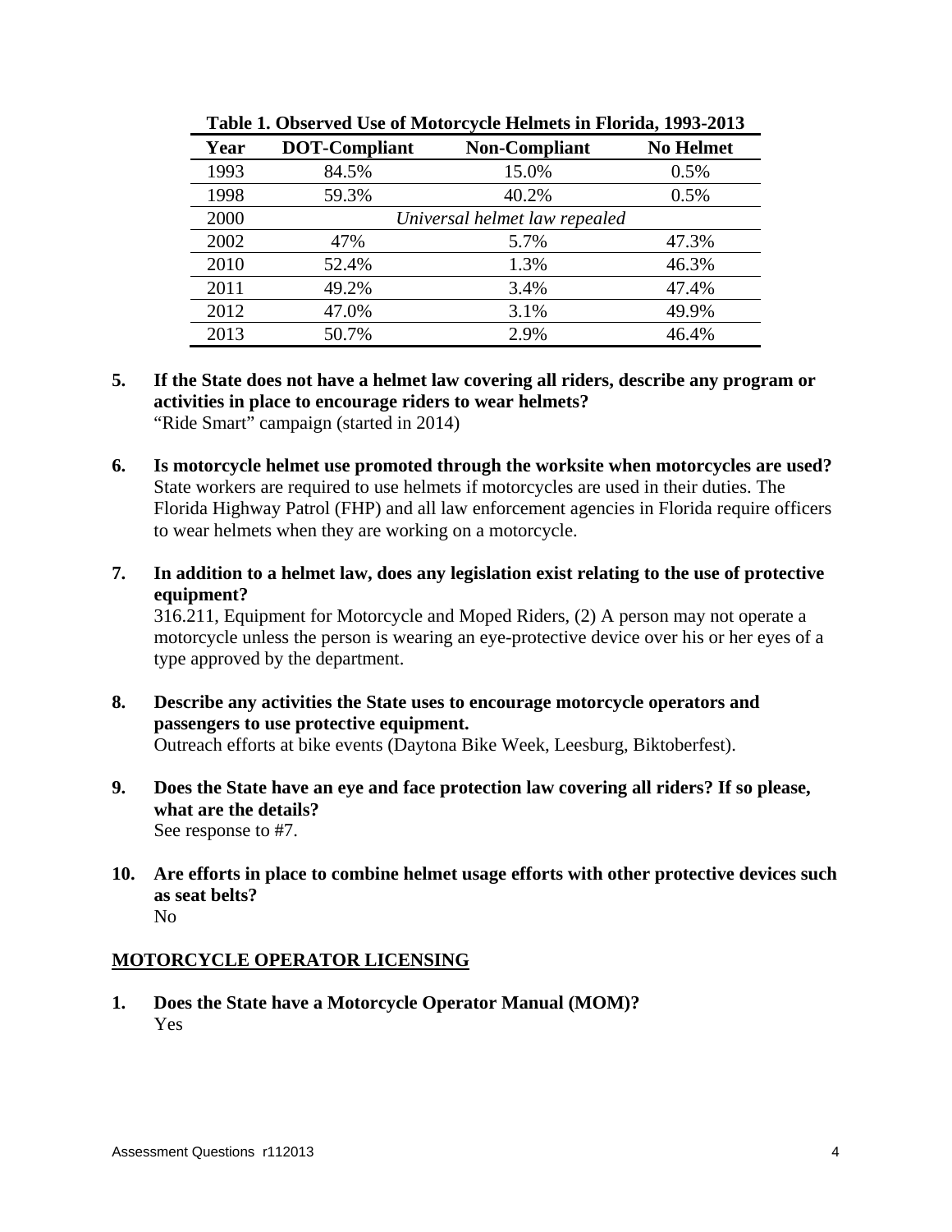**Table 1. Observed Use of Motorcycle Helmets in Florida, 1993-2013**

| Year | DOT-Compliant | Non-Compliant | No Helmet |
|---|---|---|---|
| 1993 | 84.5% | 15.0% | 0.5% |
| 1998 | 59.3% | 40.2% | 0.5% |
| 2000 | | *Universal helmet law repealed* | |
| 2002 | 47% | 5.7% | 47.3% |
| 2010 | 52.4% | 1.3% | 46.3% |
| 2011 | 49.2% | 3.4% | 47.4% |
| 2012 | 47.0% | 3.1% | 49.9% |
| 2013 | 50.7% | 2.9% | 46.4% |

5. **If the State does not have a helmet law covering all riders, describe any program or activities in place to encourage riders to wear helmets?**
   "Ride Smart" campaign (started in 2014)

6. **Is motorcycle helmet use promoted through the worksite when motorcycles are used?**
   State workers are required to use helmets if motorcycles are used in their duties. The Florida Highway Patrol (FHP) and all law enforcement agencies in Florida require officers to wear helmets when they are working on a motorcycle.

7. **In addition to a helmet law, does any legislation exist relating to the use of protective equipment?**
   316.211, Equipment for Motorcycle and Moped Riders, (2) A person may not operate a motorcycle unless the person is wearing an eye-protective device over his or her eyes of a type approved by the department.

8. **Describe any activities the State uses to encourage motorcycle operators and passengers to use protective equipment.**
   Outreach efforts at bike events (Daytona Bike Week, Leesburg, Biktoberfest).

9. **Does the State have an eye and face protection law covering all riders? If so please, what are the details?**
   See response to #7.

10. **Are efforts in place to combine helmet usage efforts with other protective devices such as seat belts?**
    No

## MOTORCYCLE OPERATOR LICENSING

1. **Does the State have a Motorcycle Operator Manual (MOM)?**
   Yes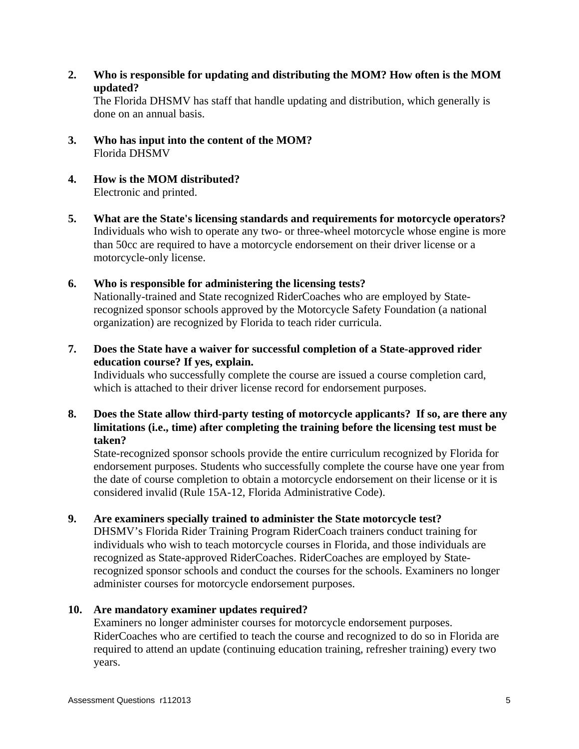**2. Who is responsible for updating and distributing the MOM? How often is the MOM updated?**

The Florida DHSMV has staff that handle updating and distribution, which generally is done on an annual basis.

**3. Who has input into the content of the MOM?**

Florida DHSMV

**4. How is the MOM distributed?**

Electronic and printed.

**5. What are the State's licensing standards and requirements for motorcycle operators?**

Individuals who wish to operate any two- or three-wheel motorcycle whose engine is more than 50cc are required to have a motorcycle endorsement on their driver license or a motorcycle-only license.

**6. Who is responsible for administering the licensing tests?**

Nationally-trained and State recognized RiderCoaches who are employed by State-recognized sponsor schools approved by the Motorcycle Safety Foundation (a national organization) are recognized by Florida to teach rider curricula.

**7. Does the State have a waiver for successful completion of a State-approved rider education course? If yes, explain.**

Individuals who successfully complete the course are issued a course completion card, which is attached to their driver license record for endorsement purposes.

**8. Does the State allow third-party testing of motorcycle applicants? If so, are there any limitations (i.e., time) after completing the training before the licensing test must be taken?**

State-recognized sponsor schools provide the entire curriculum recognized by Florida for endorsement purposes. Students who successfully complete the course have one year from the date of course completion to obtain a motorcycle endorsement on their license or it is considered invalid (Rule 15A-12, Florida Administrative Code).

**9. Are examiners specially trained to administer the State motorcycle test?**

DHSMV's Florida Rider Training Program RiderCoach trainers conduct training for individuals who wish to teach motorcycle courses in Florida, and those individuals are recognized as State-approved RiderCoaches. RiderCoaches are employed by State-recognized sponsor schools and conduct the courses for the schools. Examiners no longer administer courses for motorcycle endorsement purposes.

**10. Are mandatory examiner updates required?**

Examiners no longer administer courses for motorcycle endorsement purposes. RiderCoaches who are certified to teach the course and recognized to do so in Florida are required to attend an update (continuing education training, refresher training) every two years.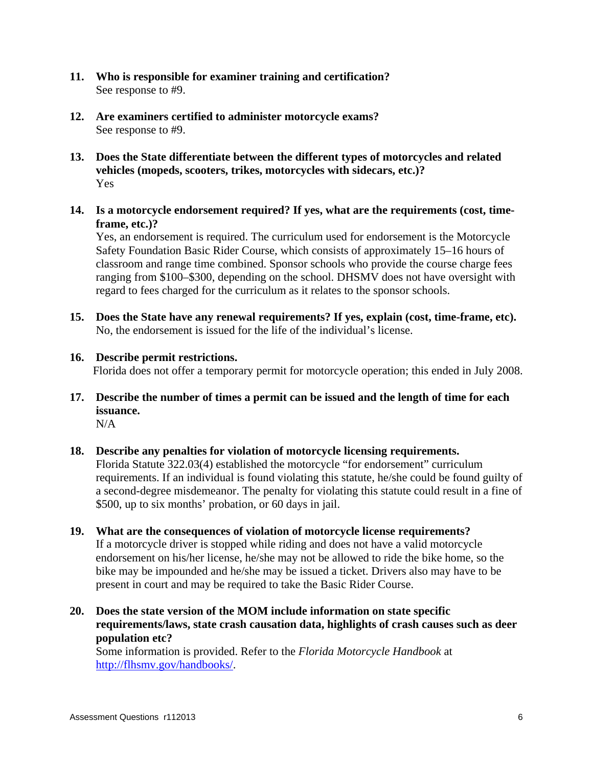11. **Who is responsible for examiner training and certification?**
 See response to #9.

12. **Are examiners certified to administer motorcycle exams?**
 See response to #9.

13. **Does the State differentiate between the different types of motorcycles and related vehicles (mopeds, scooters, trikes, motorcycles with sidecars, etc.)?**
 Yes

14. **Is a motorcycle endorsement required? If yes, what are the requirements (cost, time-frame, etc.)?**
 Yes, an endorsement is required. The curriculum used for endorsement is the Motorcycle Safety Foundation Basic Rider Course, which consists of approximately 15–16 hours of classroom and range time combined. Sponsor schools who provide the course charge fees ranging from $100–$300, depending on the school. DHSMV does not have oversight with regard to fees charged for the curriculum as it relates to the sponsor schools.

15. **Does the State have any renewal requirements? If yes, explain (cost, time-frame, etc).**
 No, the endorsement is issued for the life of the individual's license.

16. **Describe permit restrictions.**
 Florida does not offer a temporary permit for motorcycle operation; this ended in July 2008.

17. **Describe the number of times a permit can be issued and the length of time for each issuance.**
 N/A

18. **Describe any penalties for violation of motorcycle licensing requirements.**
 Florida Statute 322.03(4) established the motorcycle "for endorsement" curriculum requirements. If an individual is found violating this statute, he/she could be found guilty of a second-degree misdemeanor. The penalty for violating this statute could result in a fine of $500, up to six months' probation, or 60 days in jail.

19. **What are the consequences of violation of motorcycle license requirements?**
 If a motorcycle driver is stopped while riding and does not have a valid motorcycle endorsement on his/her license, he/she may not be allowed to ride the bike home, so the bike may be impounded and he/she may be issued a ticket. Drivers also may have to be present in court and may be required to take the Basic Rider Course.

20. **Does the state version of the MOM include information on state specific requirements/laws, state crash causation data, highlights of crash causes such as deer population etc?**
 Some information is provided. Refer to the *Florida Motorcycle Handbook* at [http://flhsmv.gov/handbooks/](http://flhsmv.gov/handbooks/).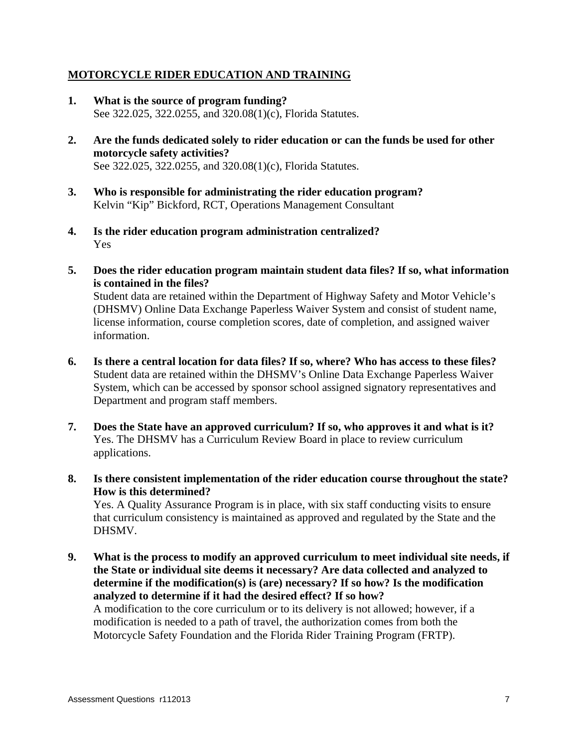## MOTORCYCLE RIDER EDUCATION AND TRAINING

1. **What is the source of program funding?**
   See 322.025, 322.0255, and 320.08(1)(c), Florida Statutes.

2. **Are the funds dedicated solely to rider education or can the funds be used for other motorcycle safety activities?**
   See 322.025, 322.0255, and 320.08(1)(c), Florida Statutes.

3. **Who is responsible for administrating the rider education program?**
   Kelvin "Kip" Bickford, RCT, Operations Management Consultant

4. **Is the rider education program administration centralized?**
   Yes

5. **Does the rider education program maintain student data files? If so, what information is contained in the files?**
   Student data are retained within the Department of Highway Safety and Motor Vehicle's (DHSMV) Online Data Exchange Paperless Waiver System and consist of student name, license information, course completion scores, date of completion, and assigned waiver information.

6. **Is there a central location for data files? If so, where? Who has access to these files?**
   Student data are retained within the DHSMV's Online Data Exchange Paperless Waiver System, which can be accessed by sponsor school assigned signatory representatives and Department and program staff members.

7. **Does the State have an approved curriculum? If so, who approves it and what is it?**
   Yes. The DHSMV has a Curriculum Review Board in place to review curriculum applications.

8. **Is there consistent implementation of the rider education course throughout the state? How is this determined?**
   Yes. A Quality Assurance Program is in place, with six staff conducting visits to ensure that curriculum consistency is maintained as approved and regulated by the State and the DHSMV.

9. **What is the process to modify an approved curriculum to meet individual site needs, if the State or individual site deems it necessary? Are data collected and analyzed to determine if the modification(s) is (are) necessary? If so how? Is the modification analyzed to determine if it had the desired effect? If so how?**
   A modification to the core curriculum or to its delivery is not allowed; however, if a modification is needed to a path of travel, the authorization comes from both the Motorcycle Safety Foundation and the Florida Rider Training Program (FRTP).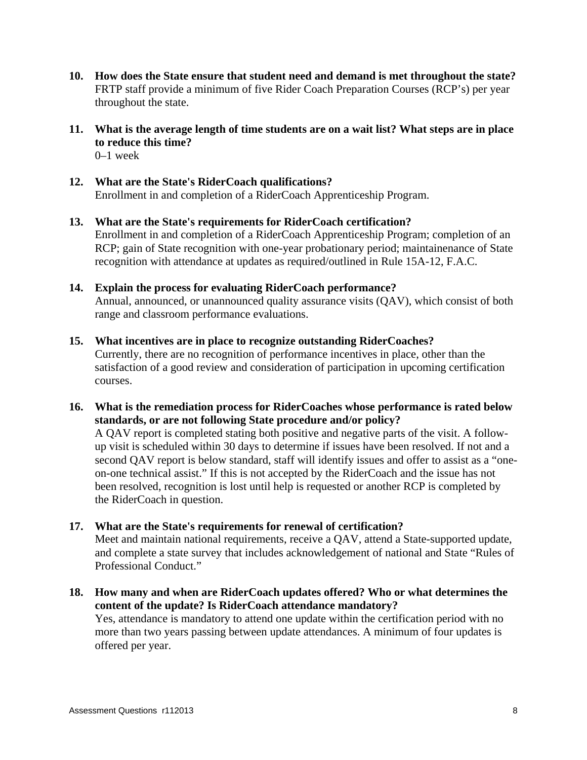10. **How does the State ensure that student need and demand is met throughout the state?**
    FRTP staff provide a minimum of five Rider Coach Preparation Courses (RCP's) per year throughout the state.

11. **What is the average length of time students are on a wait list? What steps are in place to reduce this time?**
    0–1 week

12. **What are the State's RiderCoach qualifications?**
    Enrollment in and completion of a RiderCoach Apprenticeship Program.

13. **What are the State's requirements for RiderCoach certification?**
    Enrollment in and completion of a RiderCoach Apprenticeship Program; completion of an RCP; gain of State recognition with one-year probationary period; maintainenance of State recognition with attendance at updates as required/outlined in Rule 15A-12, F.A.C.

14. **Explain the process for evaluating RiderCoach performance?**
    Annual, announced, or unannounced quality assurance visits (QAV), which consist of both range and classroom performance evaluations.

15. **What incentives are in place to recognize outstanding RiderCoaches?**
    Currently, there are no recognition of performance incentives in place, other than the satisfaction of a good review and consideration of participation in upcoming certification courses.

16. **What is the remediation process for RiderCoaches whose performance is rated below standards, or are not following State procedure and/or policy?**
    A QAV report is completed stating both positive and negative parts of the visit. A follow-up visit is scheduled within 30 days to determine if issues have been resolved. If not and a second QAV report is below standard, staff will identify issues and offer to assist as a "one-on-one technical assist." If this is not accepted by the RiderCoach and the issue has not been resolved, recognition is lost until help is requested or another RCP is completed by the RiderCoach in question.

17. **What are the State's requirements for renewal of certification?**
    Meet and maintain national requirements, receive a QAV, attend a State-supported update, and complete a state survey that includes acknowledgement of national and State "Rules of Professional Conduct."

18. **How many and when are RiderCoach updates offered? Who or what determines the content of the update? Is RiderCoach attendance mandatory?**
    Yes, attendance is mandatory to attend one update within the certification period with no more than two years passing between update attendances. A minimum of four updates is offered per year.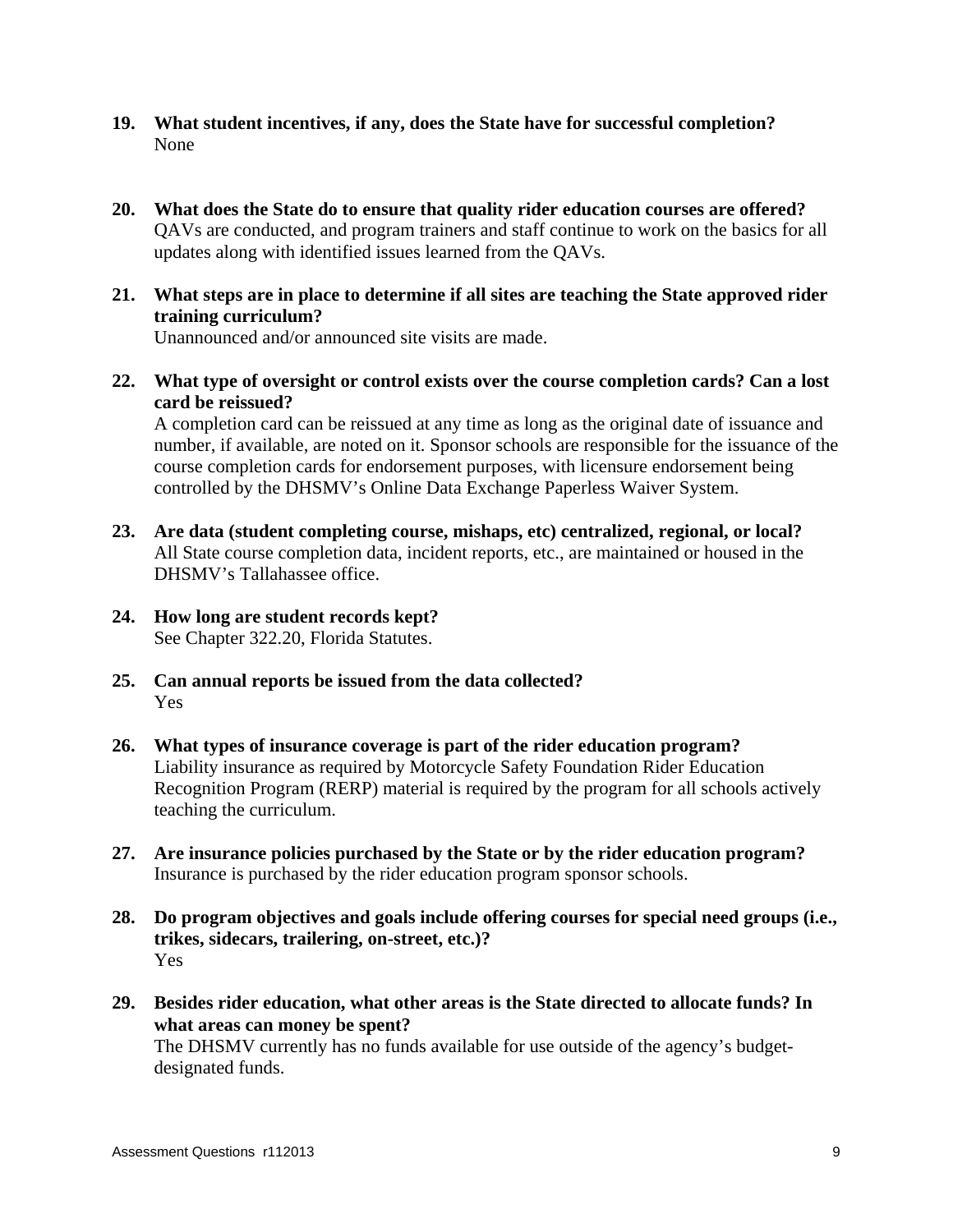**19. What student incentives, if any, does the State have for successful completion?**
None

**20. What does the State do to ensure that quality rider education courses are offered?**
QAVs are conducted, and program trainers and staff continue to work on the basics for all updates along with identified issues learned from the QAVs.

**21. What steps are in place to determine if all sites are teaching the State approved rider training curriculum?**
Unannounced and/or announced site visits are made.

**22. What type of oversight or control exists over the course completion cards? Can a lost card be reissued?**
A completion card can be reissued at any time as long as the original date of issuance and number, if available, are noted on it. Sponsor schools are responsible for the issuance of the course completion cards for endorsement purposes, with licensure endorsement being controlled by the DHSMV's Online Data Exchange Paperless Waiver System.

**23. Are data (student completing course, mishaps, etc) centralized, regional, or local?**
All State course completion data, incident reports, etc., are maintained or housed in the DHSMV's Tallahassee office.

**24. How long are student records kept?**
See Chapter 322.20, Florida Statutes.

**25. Can annual reports be issued from the data collected?**
Yes

**26. What types of insurance coverage is part of the rider education program?**
Liability insurance as required by Motorcycle Safety Foundation Rider Education Recognition Program (RERP) material is required by the program for all schools actively teaching the curriculum.

**27. Are insurance policies purchased by the State or by the rider education program?**
Insurance is purchased by the rider education program sponsor schools.

**28. Do program objectives and goals include offering courses for special need groups (i.e., trikes, sidecars, trailering, on-street, etc.)?**
Yes

**29. Besides rider education, what other areas is the State directed to allocate funds? In what areas can money be spent?**
The DHSMV currently has no funds available for use outside of the agency's budget-designated funds.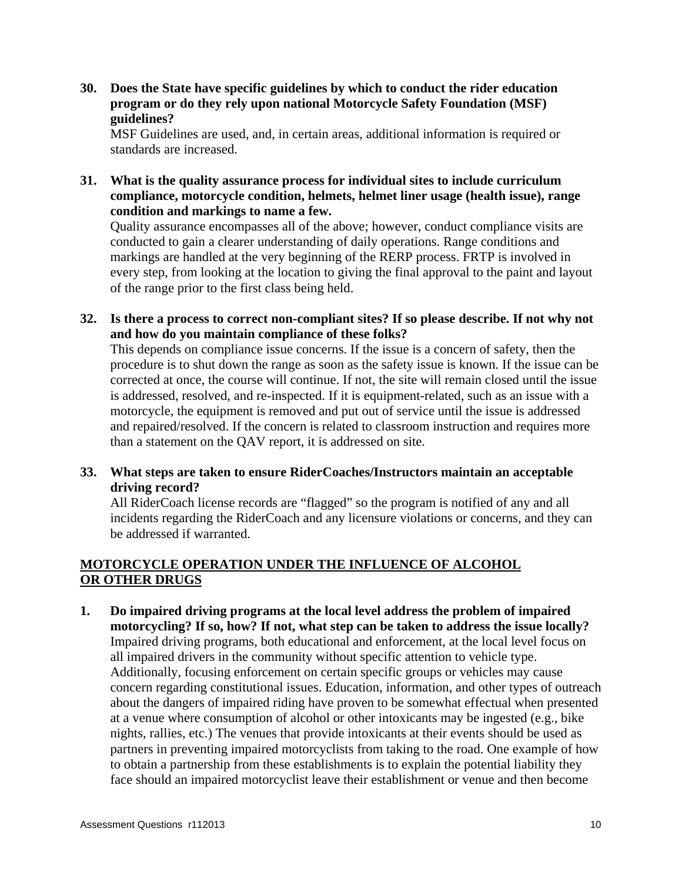**30. Does the State have specific guidelines by which to conduct the rider education program or do they rely upon national Motorcycle Safety Foundation (MSF) guidelines?**

MSF Guidelines are used, and, in certain areas, additional information is required or standards are increased.

**31. What is the quality assurance process for individual sites to include curriculum compliance, motorcycle condition, helmets, helmet liner usage (health issue), range condition and markings to name a few.**

Quality assurance encompasses all of the above; however, conduct compliance visits are conducted to gain a clearer understanding of daily operations. Range conditions and markings are handled at the very beginning of the RERP process. FRTP is involved in every step, from looking at the location to giving the final approval to the paint and layout of the range prior to the first class being held.

**32. Is there a process to correct non-compliant sites? If so please describe. If not why not and how do you maintain compliance of these folks?**

This depends on compliance issue concerns. If the issue is a concern of safety, then the procedure is to shut down the range as soon as the safety issue is known. If the issue can be corrected at once, the course will continue. If not, the site will remain closed until the issue is addressed, resolved, and re-inspected. If it is equipment-related, such as an issue with a motorcycle, the equipment is removed and put out of service until the issue is addressed and repaired/resolved. If the concern is related to classroom instruction and requires more than a statement on the QAV report, it is addressed on site.

**33. What steps are taken to ensure RiderCoaches/Instructors maintain an acceptable driving record?**

All RiderCoach license records are “flagged” so the program is notified of any and all incidents regarding the RiderCoach and any licensure violations or concerns, and they can be addressed if warranted.

## MOTORCYCLE OPERATION UNDER THE INFLUENCE OF ALCOHOL OR OTHER DRUGS

**1. Do impaired driving programs at the local level address the problem of impaired motorcycling? If so, how? If not, what step can be taken to address the issue locally?**

Impaired driving programs, both educational and enforcement, at the local level focus on all impaired drivers in the community without specific attention to vehicle type. Additionally, focusing enforcement on certain specific groups or vehicles may cause concern regarding constitutional issues. Education, information, and other types of outreach about the dangers of impaired riding have proven to be somewhat effectual when presented at a venue where consumption of alcohol or other intoxicants may be ingested (e.g., bike nights, rallies, etc.) The venues that provide intoxicants at their events should be used as partners in preventing impaired motorcyclists from taking to the road. One example of how to obtain a partnership from these establishments is to explain the potential liability they face should an impaired motorcyclist leave their establishment or venue and then become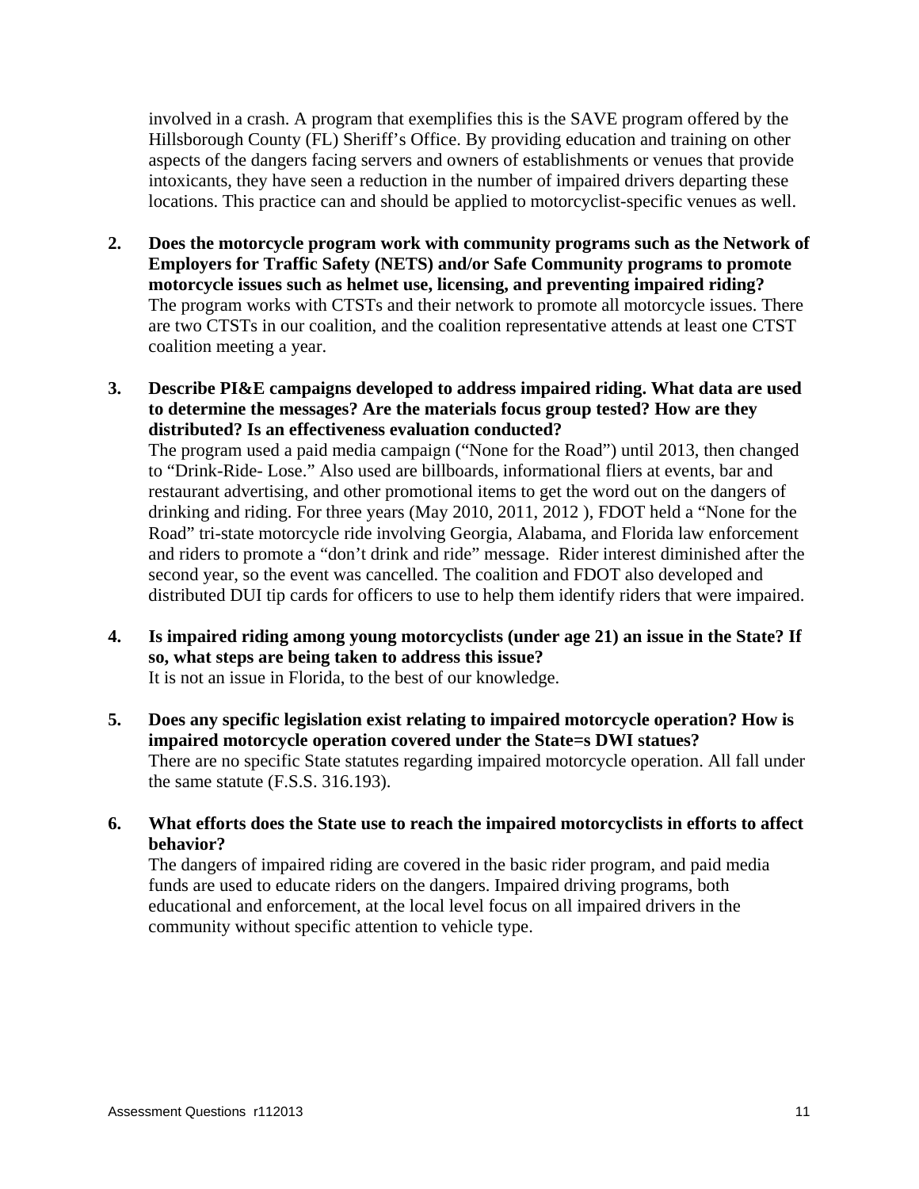involved in a crash. A program that exemplifies this is the SAVE program offered by the Hillsborough County (FL) Sheriff's Office. By providing education and training on other aspects of the dangers facing servers and owners of establishments or venues that provide intoxicants, they have seen a reduction in the number of impaired drivers departing these locations. This practice can and should be applied to motorcyclist-specific venues as well.

2. **Does the motorcycle program work with community programs such as the Network of Employers for Traffic Safety (NETS) and/or Safe Community programs to promote motorcycle issues such as helmet use, licensing, and preventing impaired riding?**
   The program works with CTSTs and their network to promote all motorcycle issues. There are two CTSTs in our coalition, and the coalition representative attends at least one CTST coalition meeting a year.

3. **Describe PI&E campaigns developed to address impaired riding. What data are used to determine the messages? Are the materials focus group tested? How are they distributed? Is an effectiveness evaluation conducted?**
   The program used a paid media campaign ("None for the Road") until 2013, then changed to "Drink-Ride- Lose." Also used are billboards, informational fliers at events, bar and restaurant advertising, and other promotional items to get the word out on the dangers of drinking and riding. For three years (May 2010, 2011, 2012 ), FDOT held a "None for the Road" tri-state motorcycle ride involving Georgia, Alabama, and Florida law enforcement and riders to promote a "don't drink and ride" message. Rider interest diminished after the second year, so the event was cancelled. The coalition and FDOT also developed and distributed DUI tip cards for officers to use to help them identify riders that were impaired.

4. **Is impaired riding among young motorcyclists (under age 21) an issue in the State? If so, what steps are being taken to address this issue?**
   It is not an issue in Florida, to the best of our knowledge.

5. **Does any specific legislation exist relating to impaired motorcycle operation? How is impaired motorcycle operation covered under the State=s DWI statues?**
   There are no specific State statutes regarding impaired motorcycle operation. All fall under the same statute (F.S.S. 316.193).

6. **What efforts does the State use to reach the impaired motorcyclists in efforts to affect behavior?**
   The dangers of impaired riding are covered in the basic rider program, and paid media funds are used to educate riders on the dangers. Impaired driving programs, both educational and enforcement, at the local level focus on all impaired drivers in the community without specific attention to vehicle type.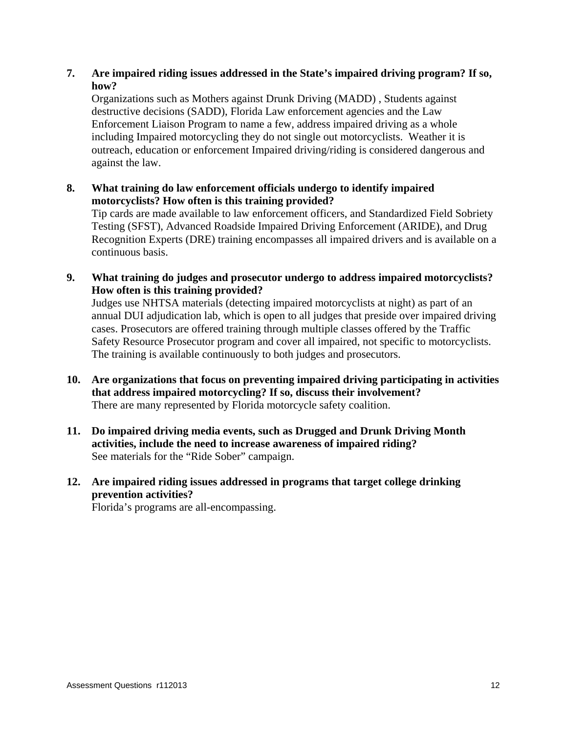7. **Are impaired riding issues addressed in the State's impaired driving program? If so, how?**
   Organizations such as Mothers against Drunk Driving (MADD) , Students against destructive decisions (SADD), Florida Law enforcement agencies and the Law Enforcement Liaison Program to name a few, address impaired driving as a whole including Impaired motorcycling they do not single out motorcyclists. Weather it is outreach, education or enforcement Impaired driving/riding is considered dangerous and against the law.

8. **What training do law enforcement officials undergo to identify impaired motorcyclists? How often is this training provided?**
   Tip cards are made available to law enforcement officers, and Standardized Field Sobriety Testing (SFST), Advanced Roadside Impaired Driving Enforcement (ARIDE), and Drug Recognition Experts (DRE) training encompasses all impaired drivers and is available on a continuous basis.

9. **What training do judges and prosecutor undergo to address impaired motorcyclists? How often is this training provided?**
   Judges use NHTSA materials (detecting impaired motorcyclists at night) as part of an annual DUI adjudication lab, which is open to all judges that preside over impaired driving cases. Prosecutors are offered training through multiple classes offered by the Traffic Safety Resource Prosecutor program and cover all impaired, not specific to motorcyclists. The training is available continuously to both judges and prosecutors.

10. **Are organizations that focus on preventing impaired driving participating in activities that address impaired motorcycling? If so, discuss their involvement?**
    There are many represented by Florida motorcycle safety coalition.

11. **Do impaired driving media events, such as Drugged and Drunk Driving Month activities, include the need to increase awareness of impaired riding?**
    See materials for the "Ride Sober" campaign.

12. **Are impaired riding issues addressed in programs that target college drinking prevention activities?**
    Florida's programs are all-encompassing.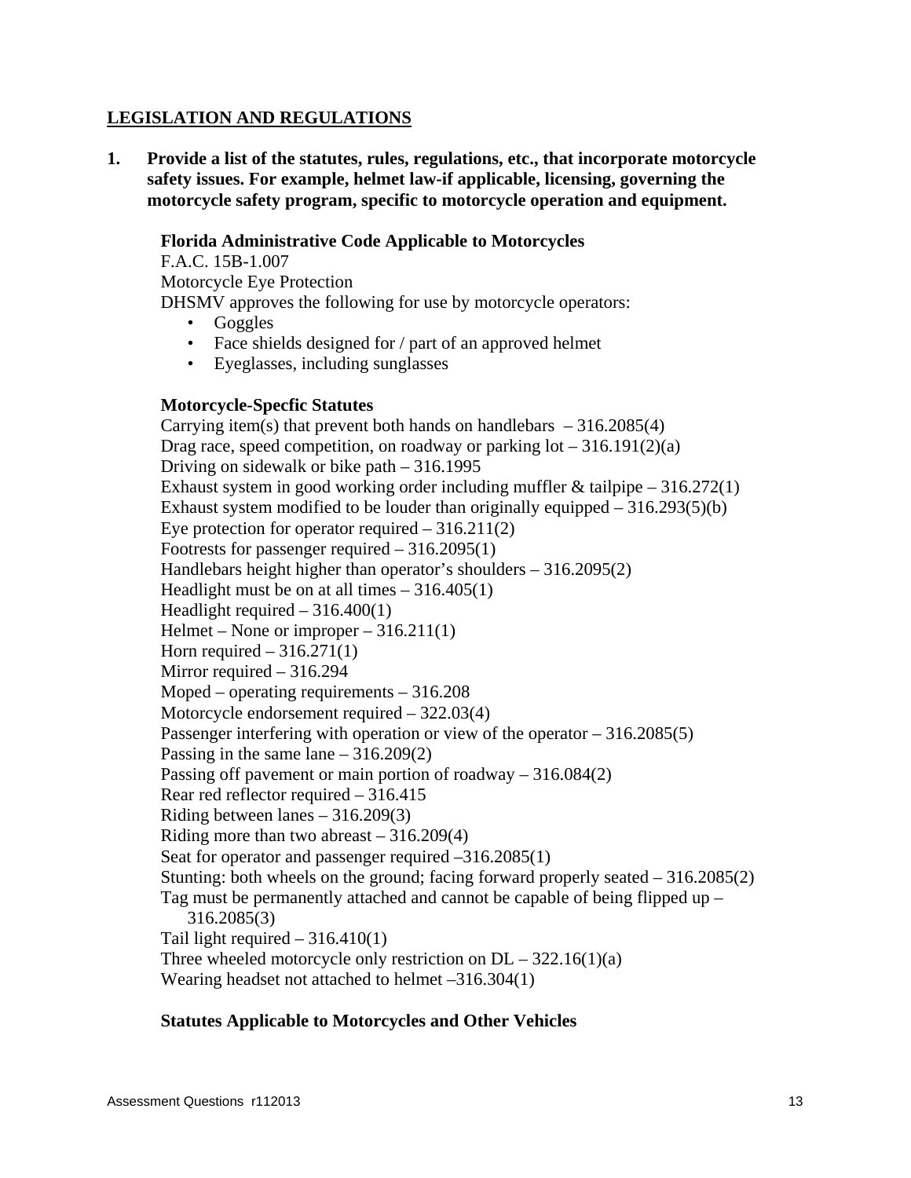## LEGISLATION AND REGULATIONS

**1. Provide a list of the statutes, rules, regulations, etc., that incorporate motorcycle safety issues. For example, helmet law-if applicable, licensing, governing the motorcycle safety program, specific to motorcycle operation and equipment.**

**Florida Administrative Code Applicable to Motorcycles**

F.A.C. 15B-1.007
Motorcycle Eye Protection
DHSMV approves the following for use by motorcycle operators:

- Goggles
- Face shields designed for / part of an approved helmet
- Eyeglasses, including sunglasses

**Motorcycle-Specfic Statutes**

Carrying item(s) that prevent both hands on handlebars – 316.2085(4)
Drag race, speed competition, on roadway or parking lot – 316.191(2)(a)
Driving on sidewalk or bike path – 316.1995
Exhaust system in good working order including muffler & tailpipe – 316.272(1)
Exhaust system modified to be louder than originally equipped – 316.293(5)(b)
Eye protection for operator required – 316.211(2)
Footrests for passenger required – 316.2095(1)
Handlebars height higher than operator's shoulders – 316.2095(2)
Headlight must be on at all times – 316.405(1)
Headlight required – 316.400(1)
Helmet – None or improper – 316.211(1)
Horn required – 316.271(1)
Mirror required – 316.294
Moped – operating requirements – 316.208
Motorcycle endorsement required – 322.03(4)
Passenger interfering with operation or view of the operator – 316.2085(5)
Passing in the same lane – 316.209(2)
Passing off pavement or main portion of roadway – 316.084(2)
Rear red reflector required – 316.415
Riding between lanes – 316.209(3)
Riding more than two abreast – 316.209(4)
Seat for operator and passenger required –316.2085(1)
Stunting: both wheels on the ground; facing forward properly seated – 316.2085(2)
Tag must be permanently attached and cannot be capable of being flipped up – 316.2085(3)
Tail light required – 316.410(1)
Three wheeled motorcycle only restriction on DL – 322.16(1)(a)
Wearing headset not attached to helmet –316.304(1)

**Statutes Applicable to Motorcycles and Other Vehicles**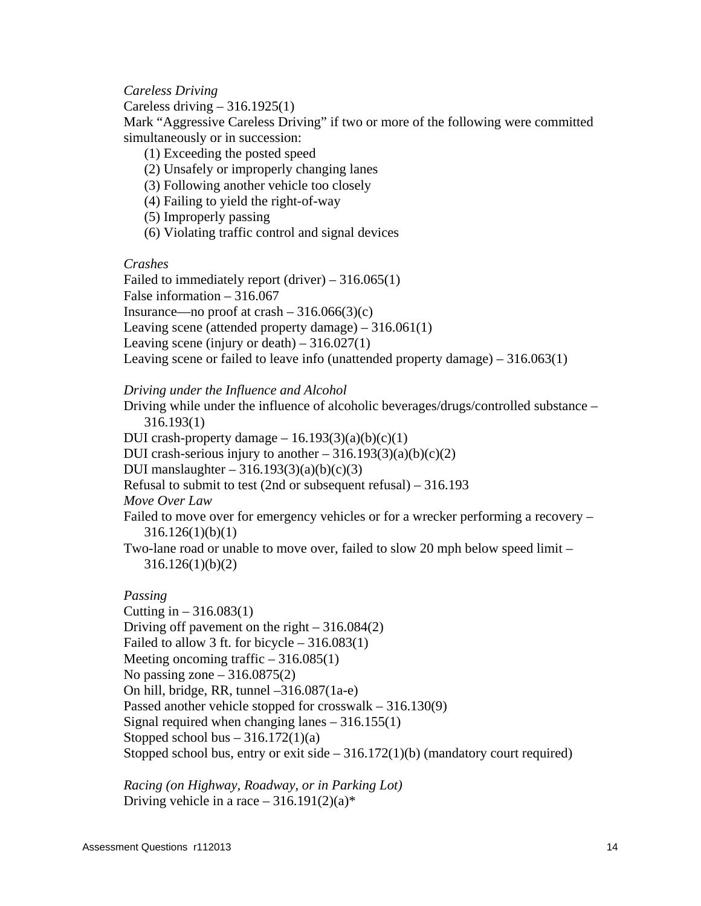*Careless Driving*

Careless driving – 316.1925(1)

Mark “Aggressive Careless Driving” if two or more of the following were committed simultaneously or in succession:

(1) Exceeding the posted speed
(2) Unsafely or improperly changing lanes
(3) Following another vehicle too closely
(4) Failing to yield the right-of-way
(5) Improperly passing
(6) Violating traffic control and signal devices

*Crashes*

Failed to immediately report (driver) – 316.065(1)
False information – 316.067
Insurance—no proof at crash – 316.066(3)(c)
Leaving scene (attended property damage) – 316.061(1)
Leaving scene (injury or death) – 316.027(1)
Leaving scene or failed to leave info (unattended property damage) – 316.063(1)

*Driving under the Influence and Alcohol*

Driving while under the influence of alcoholic beverages/drugs/controlled substance – 316.193(1)
DUI crash-property damage – 16.193(3)(a)(b)(c)(1)
DUI crash-serious injury to another – 316.193(3)(a)(b)(c)(2)
DUI manslaughter – 316.193(3)(a)(b)(c)(3)
Refusal to submit to test (2nd or subsequent refusal) – 316.193

*Move Over Law*

Failed to move over for emergency vehicles or for a wrecker performing a recovery – 316.126(1)(b)(1)
Two-lane road or unable to move over, failed to slow 20 mph below speed limit – 316.126(1)(b)(2)

*Passing*

Cutting in – 316.083(1)
Driving off pavement on the right – 316.084(2)
Failed to allow 3 ft. for bicycle – 316.083(1)
Meeting oncoming traffic – 316.085(1)
No passing zone – 316.0875(2)
On hill, bridge, RR, tunnel –316.087(1a-e)
Passed another vehicle stopped for crosswalk – 316.130(9)
Signal required when changing lanes – 316.155(1)
Stopped school bus – 316.172(1)(a)
Stopped school bus, entry or exit side – 316.172(1)(b) (mandatory court required)

*Racing (on Highway, Roadway, or in Parking Lot)*

Driving vehicle in a race – 316.191(2)(a)*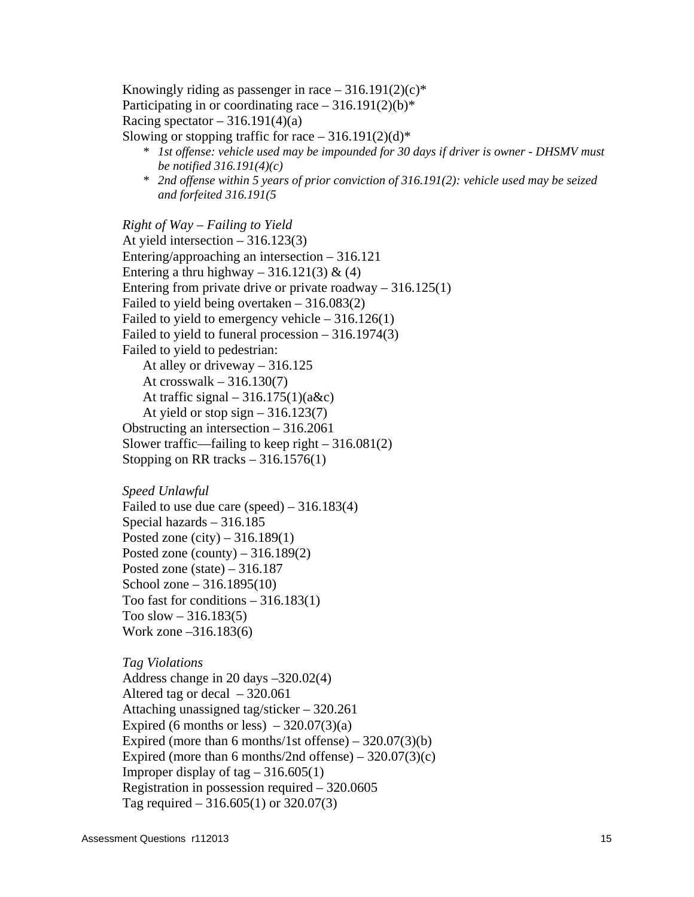Knowingly riding as passenger in race – 316.191(2)(c)*
Participating in or coordinating race – 316.191(2)(b)*
Racing spectator – 316.191(4)(a)
Slowing or stopping traffic for race – 316.191(2)(d)*

- * *1st offense: vehicle used may be impounded for 30 days if driver is owner - DHSMV must be notified 316.191(4)(c)*
- * *2nd offense within 5 years of prior conviction of 316.191(2): vehicle used may be seized and forfeited 316.191(5*

*Right of Way – Failing to Yield*
At yield intersection – 316.123(3)
Entering/approaching an intersection – 316.121
Entering a thru highway – 316.121(3) & (4)
Entering from private drive or private roadway – 316.125(1)
Failed to yield being overtaken – 316.083(2)
Failed to yield to emergency vehicle – 316.126(1)
Failed to yield to funeral procession – 316.1974(3)
Failed to yield to pedestrian:
  At alley or driveway – 316.125
  At crosswalk – 316.130(7)
  At traffic signal – 316.175(1)(a&c)
  At yield or stop sign – 316.123(7)
Obstructing an intersection – 316.2061
Slower traffic—failing to keep right – 316.081(2)
Stopping on RR tracks – 316.1576(1)

*Speed Unlawful*
Failed to use due care (speed) – 316.183(4)
Special hazards – 316.185
Posted zone (city) – 316.189(1)
Posted zone (county) – 316.189(2)
Posted zone (state) – 316.187
School zone – 316.1895(10)
Too fast for conditions – 316.183(1)
Too slow – 316.183(5)
Work zone –316.183(6)

*Tag Violations*
Address change in 20 days –320.02(4)
Altered tag or decal – 320.061
Attaching unassigned tag/sticker – 320.261
Expired (6 months or less) – 320.07(3)(a)
Expired (more than 6 months/1st offense) – 320.07(3)(b)
Expired (more than 6 months/2nd offense) – 320.07(3)(c)
Improper display of tag – 316.605(1)
Registration in possession required – 320.0605
Tag required – 316.605(1) or 320.07(3)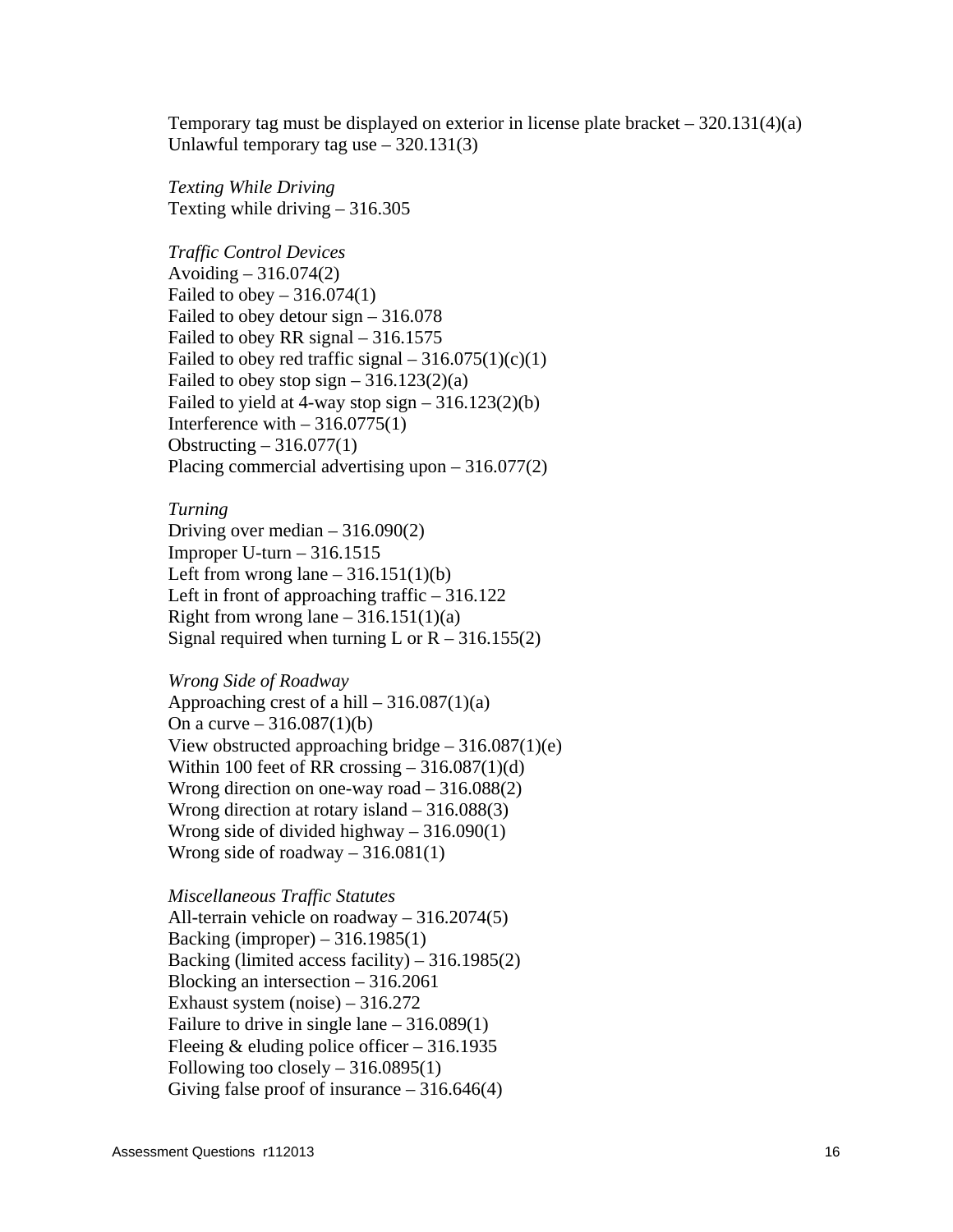Temporary tag must be displayed on exterior in license plate bracket – 320.131(4)(a)
Unlawful temporary tag use – 320.131(3)

*Texting While Driving*
Texting while driving – 316.305

*Traffic Control Devices*
Avoiding – 316.074(2)
Failed to obey – 316.074(1)
Failed to obey detour sign – 316.078
Failed to obey RR signal – 316.1575
Failed to obey red traffic signal – 316.075(1)(c)(1)
Failed to obey stop sign – 316.123(2)(a)
Failed to yield at 4-way stop sign – 316.123(2)(b)
Interference with – 316.0775(1)
Obstructing – 316.077(1)
Placing commercial advertising upon – 316.077(2)

*Turning*
Driving over median – 316.090(2)
Improper U-turn – 316.1515
Left from wrong lane – 316.151(1)(b)
Left in front of approaching traffic – 316.122
Right from wrong lane – 316.151(1)(a)
Signal required when turning L or R – 316.155(2)

*Wrong Side of Roadway*
Approaching crest of a hill – 316.087(1)(a)
On a curve – 316.087(1)(b)
View obstructed approaching bridge – 316.087(1)(e)
Within 100 feet of RR crossing – 316.087(1)(d)
Wrong direction on one-way road – 316.088(2)
Wrong direction at rotary island – 316.088(3)
Wrong side of divided highway – 316.090(1)
Wrong side of roadway – 316.081(1)

*Miscellaneous Traffic Statutes*
All-terrain vehicle on roadway – 316.2074(5)
Backing (improper) – 316.1985(1)
Backing (limited access facility) – 316.1985(2)
Blocking an intersection – 316.2061
Exhaust system (noise) – 316.272
Failure to drive in single lane – 316.089(1)
Fleeing & eluding police officer – 316.1935
Following too closely – 316.0895(1)
Giving false proof of insurance – 316.646(4)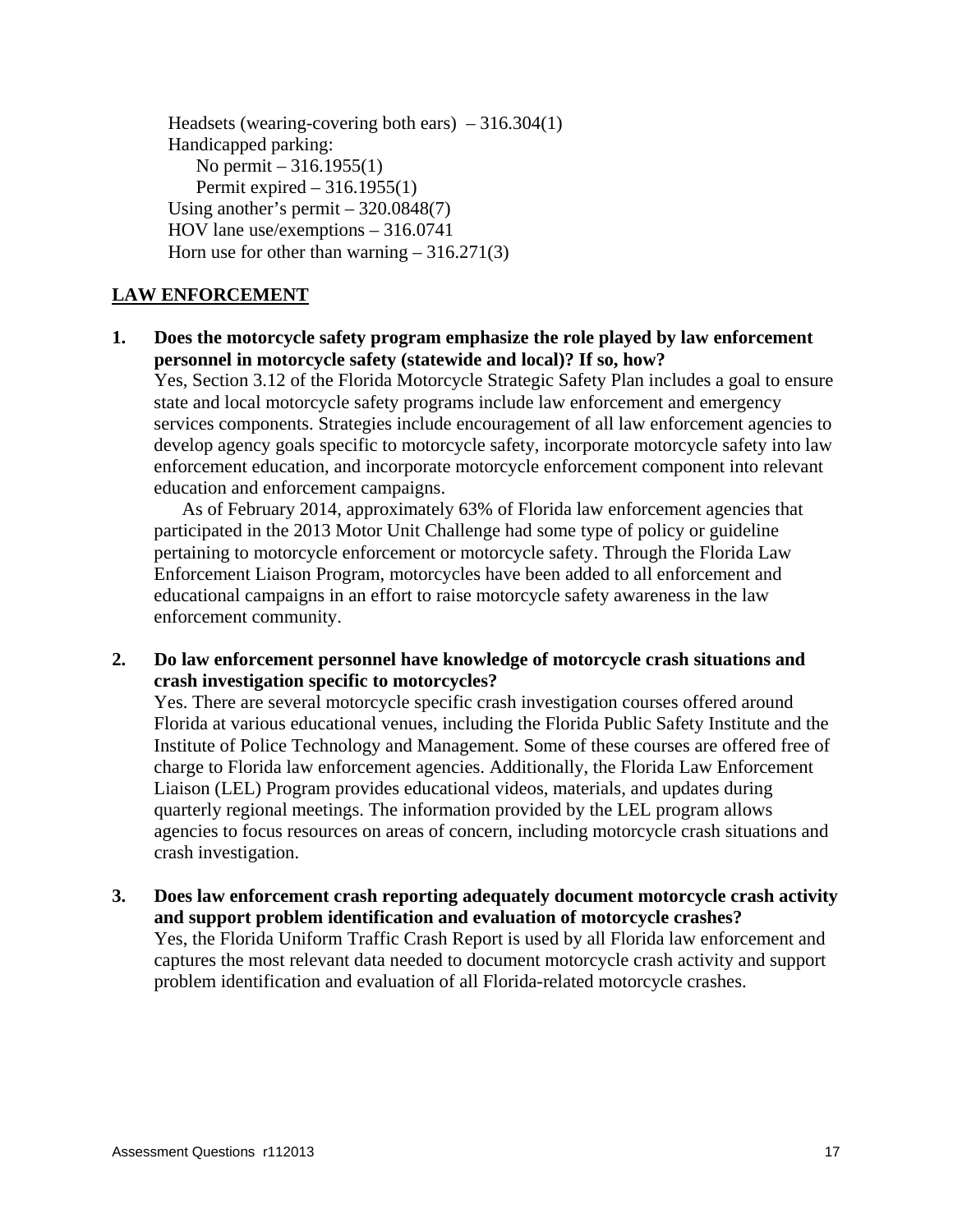Headsets (wearing-covering both ears) – 316.304(1)
Handicapped parking:
 No permit – 316.1955(1)
 Permit expired – 316.1955(1)
Using another's permit – 320.0848(7)
HOV lane use/exemptions – 316.0741
Horn use for other than warning – 316.271(3)

## LAW ENFORCEMENT

**1. Does the motorcycle safety program emphasize the role played by law enforcement personnel in motorcycle safety (statewide and local)? If so, how?**

Yes, Section 3.12 of the Florida Motorcycle Strategic Safety Plan includes a goal to ensure state and local motorcycle safety programs include law enforcement and emergency services components. Strategies include encouragement of all law enforcement agencies to develop agency goals specific to motorcycle safety, incorporate motorcycle safety into law enforcement education, and incorporate motorcycle enforcement component into relevant education and enforcement campaigns.

As of February 2014, approximately 63% of Florida law enforcement agencies that participated in the 2013 Motor Unit Challenge had some type of policy or guideline pertaining to motorcycle enforcement or motorcycle safety. Through the Florida Law Enforcement Liaison Program, motorcycles have been added to all enforcement and educational campaigns in an effort to raise motorcycle safety awareness in the law enforcement community.

**2. Do law enforcement personnel have knowledge of motorcycle crash situations and crash investigation specific to motorcycles?**

Yes. There are several motorcycle specific crash investigation courses offered around Florida at various educational venues, including the Florida Public Safety Institute and the Institute of Police Technology and Management. Some of these courses are offered free of charge to Florida law enforcement agencies. Additionally, the Florida Law Enforcement Liaison (LEL) Program provides educational videos, materials, and updates during quarterly regional meetings. The information provided by the LEL program allows agencies to focus resources on areas of concern, including motorcycle crash situations and crash investigation.

**3. Does law enforcement crash reporting adequately document motorcycle crash activity and support problem identification and evaluation of motorcycle crashes?**

Yes, the Florida Uniform Traffic Crash Report is used by all Florida law enforcement and captures the most relevant data needed to document motorcycle crash activity and support problem identification and evaluation of all Florida-related motorcycle crashes.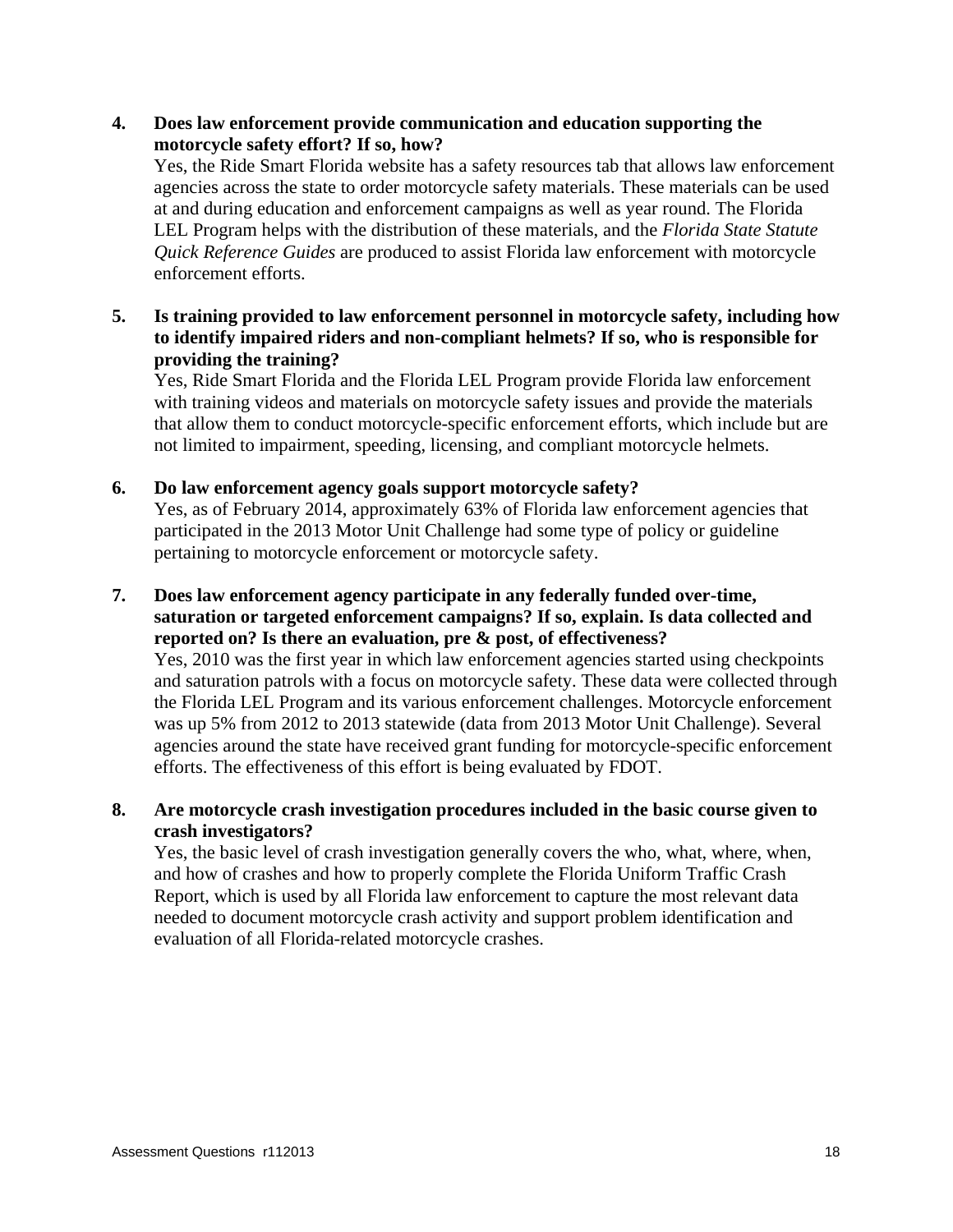4. **Does law enforcement provide communication and education supporting the motorcycle safety effort? If so, how?**
   Yes, the Ride Smart Florida website has a safety resources tab that allows law enforcement agencies across the state to order motorcycle safety materials. These materials can be used at and during education and enforcement campaigns as well as year round. The Florida LEL Program helps with the distribution of these materials, and the *Florida State Statute Quick Reference Guides* are produced to assist Florida law enforcement with motorcycle enforcement efforts.

5. **Is training provided to law enforcement personnel in motorcycle safety, including how to identify impaired riders and non-compliant helmets? If so, who is responsible for providing the training?**
   Yes, Ride Smart Florida and the Florida LEL Program provide Florida law enforcement with training videos and materials on motorcycle safety issues and provide the materials that allow them to conduct motorcycle-specific enforcement efforts, which include but are not limited to impairment, speeding, licensing, and compliant motorcycle helmets.

6. **Do law enforcement agency goals support motorcycle safety?**
   Yes, as of February 2014, approximately 63% of Florida law enforcement agencies that participated in the 2013 Motor Unit Challenge had some type of policy or guideline pertaining to motorcycle enforcement or motorcycle safety.

7. **Does law enforcement agency participate in any federally funded over-time, saturation or targeted enforcement campaigns? If so, explain. Is data collected and reported on? Is there an evaluation, pre & post, of effectiveness?**
   Yes, 2010 was the first year in which law enforcement agencies started using checkpoints and saturation patrols with a focus on motorcycle safety. These data were collected through the Florida LEL Program and its various enforcement challenges. Motorcycle enforcement was up 5% from 2012 to 2013 statewide (data from 2013 Motor Unit Challenge). Several agencies around the state have received grant funding for motorcycle-specific enforcement efforts. The effectiveness of this effort is being evaluated by FDOT.

8. **Are motorcycle crash investigation procedures included in the basic course given to crash investigators?**
   Yes, the basic level of crash investigation generally covers the who, what, where, when, and how of crashes and how to properly complete the Florida Uniform Traffic Crash Report, which is used by all Florida law enforcement to capture the most relevant data needed to document motorcycle crash activity and support problem identification and evaluation of all Florida-related motorcycle crashes.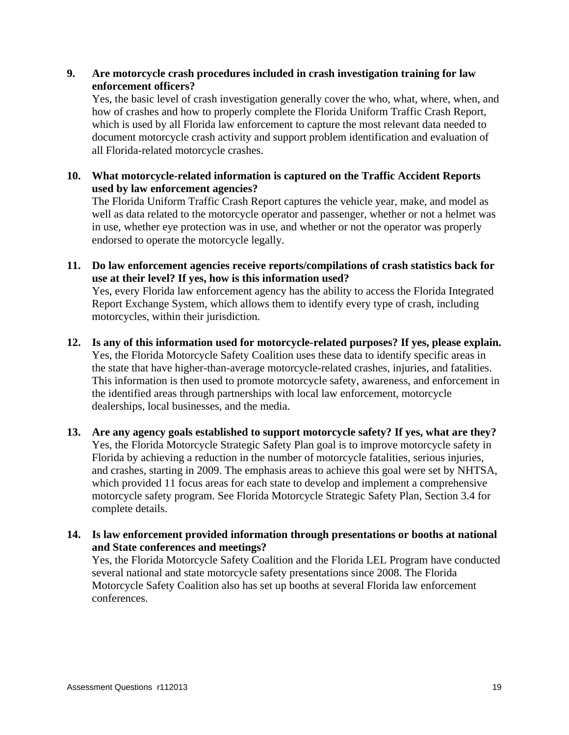**9. Are motorcycle crash procedures included in crash investigation training for law enforcement officers?**

Yes, the basic level of crash investigation generally cover the who, what, where, when, and how of crashes and how to properly complete the Florida Uniform Traffic Crash Report, which is used by all Florida law enforcement to capture the most relevant data needed to document motorcycle crash activity and support problem identification and evaluation of all Florida-related motorcycle crashes.

**10. What motorcycle-related information is captured on the Traffic Accident Reports used by law enforcement agencies?**

The Florida Uniform Traffic Crash Report captures the vehicle year, make, and model as well as data related to the motorcycle operator and passenger, whether or not a helmet was in use, whether eye protection was in use, and whether or not the operator was properly endorsed to operate the motorcycle legally.

**11. Do law enforcement agencies receive reports/compilations of crash statistics back for use at their level? If yes, how is this information used?**

Yes, every Florida law enforcement agency has the ability to access the Florida Integrated Report Exchange System, which allows them to identify every type of crash, including motorcycles, within their jurisdiction.

**12. Is any of this information used for motorcycle-related purposes? If yes, please explain.**

Yes, the Florida Motorcycle Safety Coalition uses these data to identify specific areas in the state that have higher-than-average motorcycle-related crashes, injuries, and fatalities. This information is then used to promote motorcycle safety, awareness, and enforcement in the identified areas through partnerships with local law enforcement, motorcycle dealerships, local businesses, and the media.

**13. Are any agency goals established to support motorcycle safety? If yes, what are they?**

Yes, the Florida Motorcycle Strategic Safety Plan goal is to improve motorcycle safety in Florida by achieving a reduction in the number of motorcycle fatalities, serious injuries, and crashes, starting in 2009. The emphasis areas to achieve this goal were set by NHTSA, which provided 11 focus areas for each state to develop and implement a comprehensive motorcycle safety program. See Florida Motorcycle Strategic Safety Plan, Section 3.4 for complete details.

**14. Is law enforcement provided information through presentations or booths at national and State conferences and meetings?**

Yes, the Florida Motorcycle Safety Coalition and the Florida LEL Program have conducted several national and state motorcycle safety presentations since 2008. The Florida Motorcycle Safety Coalition also has set up booths at several Florida law enforcement conferences.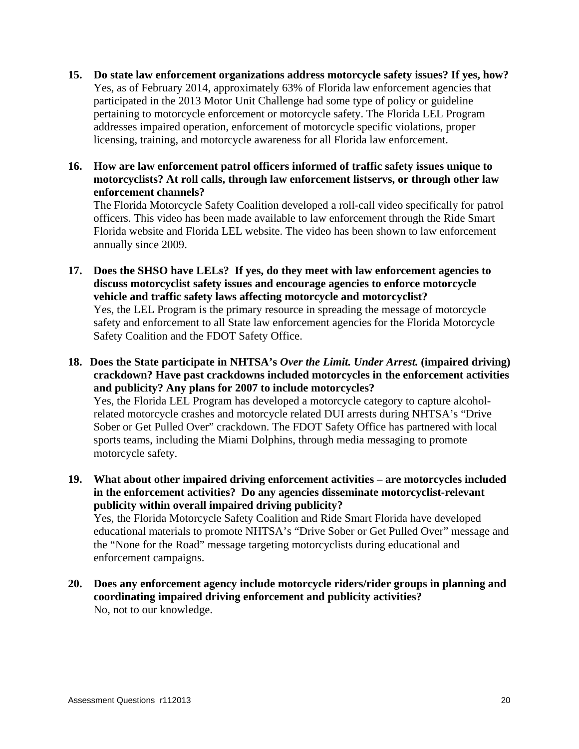15. **Do state law enforcement organizations address motorcycle safety issues? If yes, how?**
    Yes, as of February 2014, approximately 63% of Florida law enforcement agencies that participated in the 2013 Motor Unit Challenge had some type of policy or guideline pertaining to motorcycle enforcement or motorcycle safety. The Florida LEL Program addresses impaired operation, enforcement of motorcycle specific violations, proper licensing, training, and motorcycle awareness for all Florida law enforcement.

16. **How are law enforcement patrol officers informed of traffic safety issues unique to motorcyclists? At roll calls, through law enforcement listservs, or through other law enforcement channels?**
    The Florida Motorcycle Safety Coalition developed a roll-call video specifically for patrol officers. This video has been made available to law enforcement through the Ride Smart Florida website and Florida LEL website. The video has been shown to law enforcement annually since 2009.

17. **Does the SHSO have LELs? If yes, do they meet with law enforcement agencies to discuss motorcyclist safety issues and encourage agencies to enforce motorcycle vehicle and traffic safety laws affecting motorcycle and motorcyclist?**
    Yes, the LEL Program is the primary resource in spreading the message of motorcycle safety and enforcement to all State law enforcement agencies for the Florida Motorcycle Safety Coalition and the FDOT Safety Office.

18. **Does the State participate in NHTSA's *Over the Limit. Under Arrest.* (impaired driving) crackdown? Have past crackdowns included motorcycles in the enforcement activities and publicity? Any plans for 2007 to include motorcycles?**
    Yes, the Florida LEL Program has developed a motorcycle category to capture alcohol-related motorcycle crashes and motorcycle related DUI arrests during NHTSA's "Drive Sober or Get Pulled Over" crackdown. The FDOT Safety Office has partnered with local sports teams, including the Miami Dolphins, through media messaging to promote motorcycle safety.

19. **What about other impaired driving enforcement activities – are motorcycles included in the enforcement activities? Do any agencies disseminate motorcyclist-relevant publicity within overall impaired driving publicity?**
    Yes, the Florida Motorcycle Safety Coalition and Ride Smart Florida have developed educational materials to promote NHTSA's "Drive Sober or Get Pulled Over" message and the "None for the Road" message targeting motorcyclists during educational and enforcement campaigns.

20. **Does any enforcement agency include motorcycle riders/rider groups in planning and coordinating impaired driving enforcement and publicity activities?**
    No, not to our knowledge.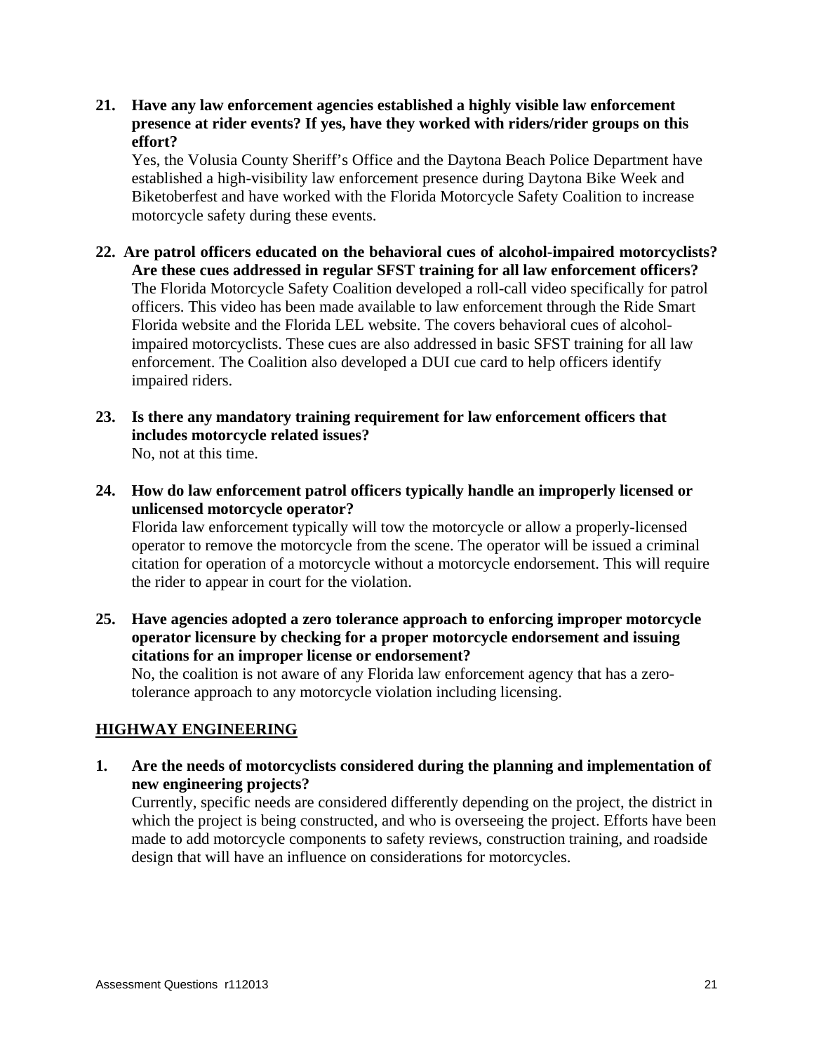**21. Have any law enforcement agencies established a highly visible law enforcement presence at rider events? If yes, have they worked with riders/rider groups on this effort?**

Yes, the Volusia County Sheriff's Office and the Daytona Beach Police Department have established a high-visibility law enforcement presence during Daytona Bike Week and Biketoberfest and have worked with the Florida Motorcycle Safety Coalition to increase motorcycle safety during these events.

**22. Are patrol officers educated on the behavioral cues of alcohol-impaired motorcyclists? Are these cues addressed in regular SFST training for all law enforcement officers?**

The Florida Motorcycle Safety Coalition developed a roll-call video specifically for patrol officers. This video has been made available to law enforcement through the Ride Smart Florida website and the Florida LEL website. The covers behavioral cues of alcohol-impaired motorcyclists. These cues are also addressed in basic SFST training for all law enforcement. The Coalition also developed a DUI cue card to help officers identify impaired riders.

**23. Is there any mandatory training requirement for law enforcement officers that includes motorcycle related issues?**

No, not at this time.

**24. How do law enforcement patrol officers typically handle an improperly licensed or unlicensed motorcycle operator?**

Florida law enforcement typically will tow the motorcycle or allow a properly-licensed operator to remove the motorcycle from the scene. The operator will be issued a criminal citation for operation of a motorcycle without a motorcycle endorsement. This will require the rider to appear in court for the violation.

**25. Have agencies adopted a zero tolerance approach to enforcing improper motorcycle operator licensure by checking for a proper motorcycle endorsement and issuing citations for an improper license or endorsement?**

No, the coalition is not aware of any Florida law enforcement agency that has a zero-tolerance approach to any motorcycle violation including licensing.

## HIGHWAY ENGINEERING

**1. Are the needs of motorcyclists considered during the planning and implementation of new engineering projects?**

Currently, specific needs are considered differently depending on the project, the district in which the project is being constructed, and who is overseeing the project. Efforts have been made to add motorcycle components to safety reviews, construction training, and roadside design that will have an influence on considerations for motorcycles.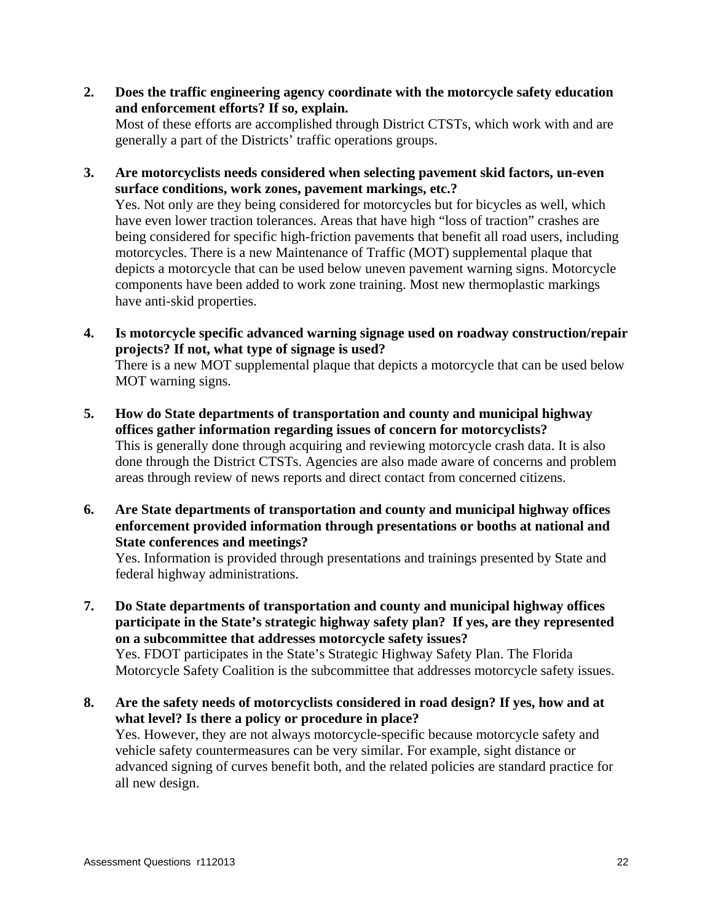2. **Does the traffic engineering agency coordinate with the motorcycle safety education and enforcement efforts? If so, explain.**
   Most of these efforts are accomplished through District CTSTs, which work with and are generally a part of the Districts' traffic operations groups.

3. **Are motorcyclists needs considered when selecting pavement skid factors, un-even surface conditions, work zones, pavement markings, etc.?**
   Yes. Not only are they being considered for motorcycles but for bicycles as well, which have even lower traction tolerances. Areas that have high "loss of traction" crashes are being considered for specific high-friction pavements that benefit all road users, including motorcycles. There is a new Maintenance of Traffic (MOT) supplemental plaque that depicts a motorcycle that can be used below uneven pavement warning signs. Motorcycle components have been added to work zone training. Most new thermoplastic markings have anti-skid properties.

4. **Is motorcycle specific advanced warning signage used on roadway construction/repair projects? If not, what type of signage is used?**
   There is a new MOT supplemental plaque that depicts a motorcycle that can be used below MOT warning signs.

5. **How do State departments of transportation and county and municipal highway offices gather information regarding issues of concern for motorcyclists?**
   This is generally done through acquiring and reviewing motorcycle crash data. It is also done through the District CTSTs. Agencies are also made aware of concerns and problem areas through review of news reports and direct contact from concerned citizens.

6. **Are State departments of transportation and county and municipal highway offices enforcement provided information through presentations or booths at national and State conferences and meetings?**
   Yes. Information is provided through presentations and trainings presented by State and federal highway administrations.

7. **Do State departments of transportation and county and municipal highway offices participate in the State's strategic highway safety plan? If yes, are they represented on a subcommittee that addresses motorcycle safety issues?**
   Yes. FDOT participates in the State's Strategic Highway Safety Plan. The Florida Motorcycle Safety Coalition is the subcommittee that addresses motorcycle safety issues.

8. **Are the safety needs of motorcyclists considered in road design? If yes, how and at what level? Is there a policy or procedure in place?**
   Yes. However, they are not always motorcycle-specific because motorcycle safety and vehicle safety countermeasures can be very similar. For example, sight distance or advanced signing of curves benefit both, and the related policies are standard practice for all new design.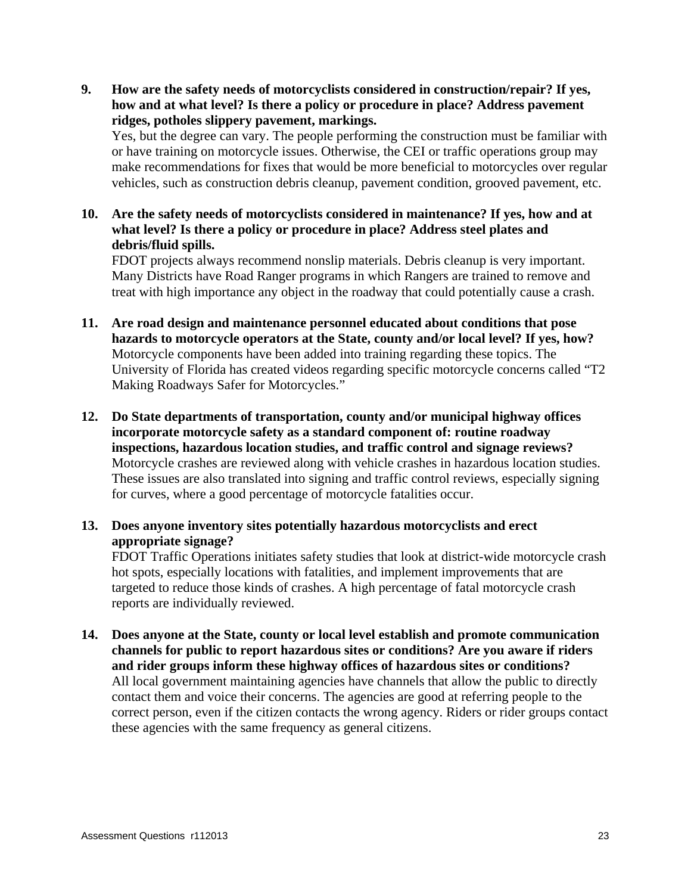**9. How are the safety needs of motorcyclists considered in construction/repair? If yes, how and at what level? Is there a policy or procedure in place? Address pavement ridges, potholes slippery pavement, markings.**

Yes, but the degree can vary. The people performing the construction must be familiar with or have training on motorcycle issues. Otherwise, the CEI or traffic operations group may make recommendations for fixes that would be more beneficial to motorcycles over regular vehicles, such as construction debris cleanup, pavement condition, grooved pavement, etc.

**10. Are the safety needs of motorcyclists considered in maintenance? If yes, how and at what level? Is there a policy or procedure in place? Address steel plates and debris/fluid spills.**

FDOT projects always recommend nonslip materials. Debris cleanup is very important. Many Districts have Road Ranger programs in which Rangers are trained to remove and treat with high importance any object in the roadway that could potentially cause a crash.

**11. Are road design and maintenance personnel educated about conditions that pose hazards to motorcycle operators at the State, county and/or local level? If yes, how?**

Motorcycle components have been added into training regarding these topics. The University of Florida has created videos regarding specific motorcycle concerns called "T2 Making Roadways Safer for Motorcycles."

**12. Do State departments of transportation, county and/or municipal highway offices incorporate motorcycle safety as a standard component of: routine roadway inspections, hazardous location studies, and traffic control and signage reviews?**

Motorcycle crashes are reviewed along with vehicle crashes in hazardous location studies. These issues are also translated into signing and traffic control reviews, especially signing for curves, where a good percentage of motorcycle fatalities occur.

**13. Does anyone inventory sites potentially hazardous motorcyclists and erect appropriate signage?**

FDOT Traffic Operations initiates safety studies that look at district-wide motorcycle crash hot spots, especially locations with fatalities, and implement improvements that are targeted to reduce those kinds of crashes. A high percentage of fatal motorcycle crash reports are individually reviewed.

**14. Does anyone at the State, county or local level establish and promote communication channels for public to report hazardous sites or conditions? Are you aware if riders and rider groups inform these highway offices of hazardous sites or conditions?**

All local government maintaining agencies have channels that allow the public to directly contact them and voice their concerns. The agencies are good at referring people to the correct person, even if the citizen contacts the wrong agency. Riders or rider groups contact these agencies with the same frequency as general citizens.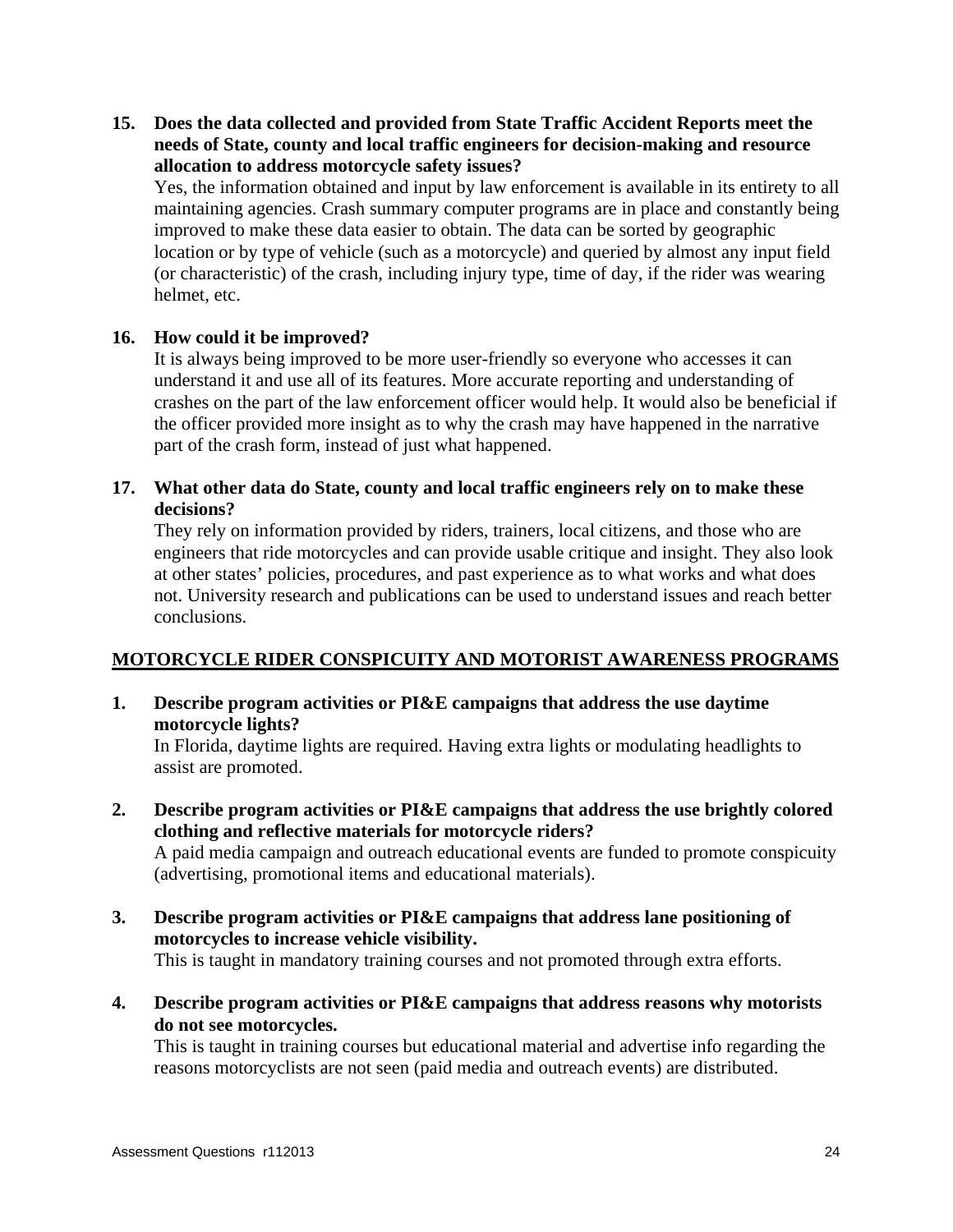**15. Does the data collected and provided from State Traffic Accident Reports meet the needs of State, county and local traffic engineers for decision-making and resource allocation to address motorcycle safety issues?**

Yes, the information obtained and input by law enforcement is available in its entirety to all maintaining agencies. Crash summary computer programs are in place and constantly being improved to make these data easier to obtain. The data can be sorted by geographic location or by type of vehicle (such as a motorcycle) and queried by almost any input field (or characteristic) of the crash, including injury type, time of day, if the rider was wearing helmet, etc.

**16. How could it be improved?**

It is always being improved to be more user-friendly so everyone who accesses it can understand it and use all of its features. More accurate reporting and understanding of crashes on the part of the law enforcement officer would help. It would also be beneficial if the officer provided more insight as to why the crash may have happened in the narrative part of the crash form, instead of just what happened.

**17. What other data do State, county and local traffic engineers rely on to make these decisions?**

They rely on information provided by riders, trainers, local citizens, and those who are engineers that ride motorcycles and can provide usable critique and insight. They also look at other states' policies, procedures, and past experience as to what works and what does not. University research and publications can be used to understand issues and reach better conclusions.

## MOTORCYCLE RIDER CONSPICUITY AND MOTORIST AWARENESS PROGRAMS

**1. Describe program activities or PI&E campaigns that address the use daytime motorcycle lights?**

In Florida, daytime lights are required. Having extra lights or modulating headlights to assist are promoted.

**2. Describe program activities or PI&E campaigns that address the use brightly colored clothing and reflective materials for motorcycle riders?**

A paid media campaign and outreach educational events are funded to promote conspicuity (advertising, promotional items and educational materials).

**3. Describe program activities or PI&E campaigns that address lane positioning of motorcycles to increase vehicle visibility.**

This is taught in mandatory training courses and not promoted through extra efforts.

**4. Describe program activities or PI&E campaigns that address reasons why motorists do not see motorcycles.**

This is taught in training courses but educational material and advertise info regarding the reasons motorcyclists are not seen (paid media and outreach events) are distributed.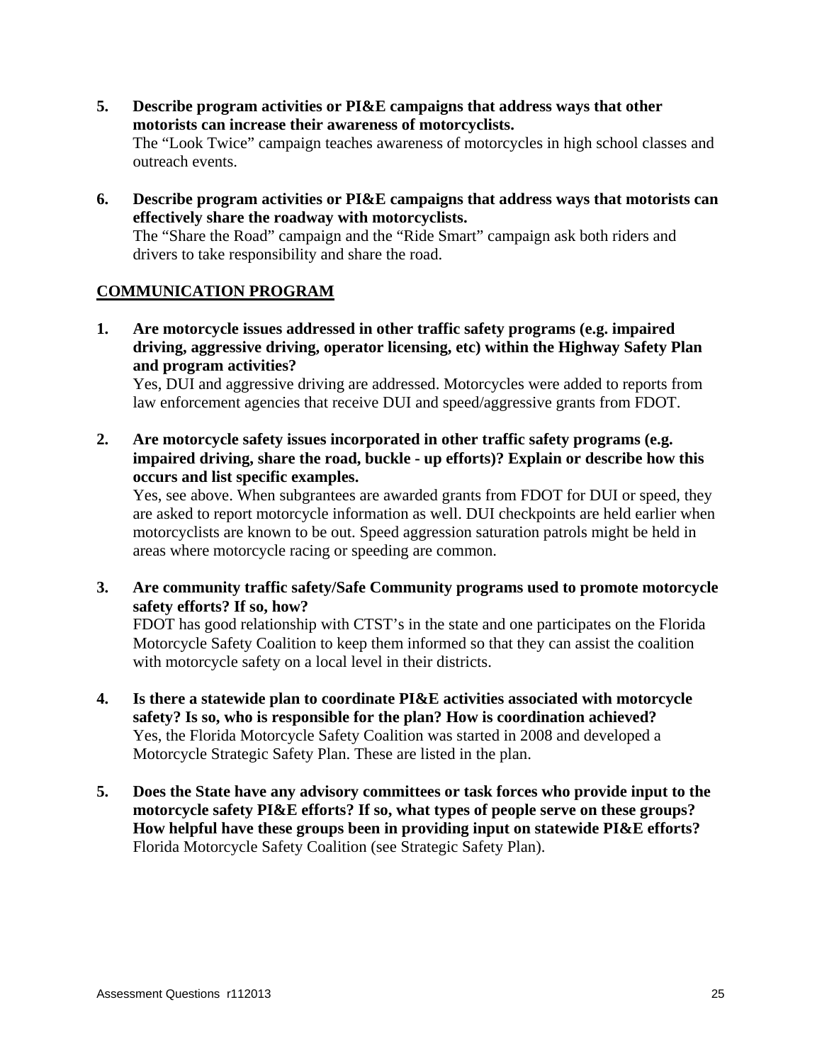5. **Describe program activities or PI&E campaigns that address ways that other motorists can increase their awareness of motorcyclists.**
   The "Look Twice" campaign teaches awareness of motorcycles in high school classes and outreach events.

6. **Describe program activities or PI&E campaigns that address ways that motorists can effectively share the roadway with motorcyclists.**
   The "Share the Road" campaign and the "Ride Smart" campaign ask both riders and drivers to take responsibility and share the road.

## COMMUNICATION PROGRAM

1. **Are motorcycle issues addressed in other traffic safety programs (e.g. impaired driving, aggressive driving, operator licensing, etc) within the Highway Safety Plan and program activities?**
   Yes, DUI and aggressive driving are addressed. Motorcycles were added to reports from law enforcement agencies that receive DUI and speed/aggressive grants from FDOT.

2. **Are motorcycle safety issues incorporated in other traffic safety programs (e.g. impaired driving, share the road, buckle - up efforts)? Explain or describe how this occurs and list specific examples.**
   Yes, see above. When subgrantees are awarded grants from FDOT for DUI or speed, they are asked to report motorcycle information as well. DUI checkpoints are held earlier when motorcyclists are known to be out. Speed aggression saturation patrols might be held in areas where motorcycle racing or speeding are common.

3. **Are community traffic safety/Safe Community programs used to promote motorcycle safety efforts? If so, how?**
   FDOT has good relationship with CTST's in the state and one participates on the Florida Motorcycle Safety Coalition to keep them informed so that they can assist the coalition with motorcycle safety on a local level in their districts.

4. **Is there a statewide plan to coordinate PI&E activities associated with motorcycle safety? Is so, who is responsible for the plan? How is coordination achieved?**
   Yes, the Florida Motorcycle Safety Coalition was started in 2008 and developed a Motorcycle Strategic Safety Plan. These are listed in the plan.

5. **Does the State have any advisory committees or task forces who provide input to the motorcycle safety PI&E efforts? If so, what types of people serve on these groups? How helpful have these groups been in providing input on statewide PI&E efforts?**
   Florida Motorcycle Safety Coalition (see Strategic Safety Plan).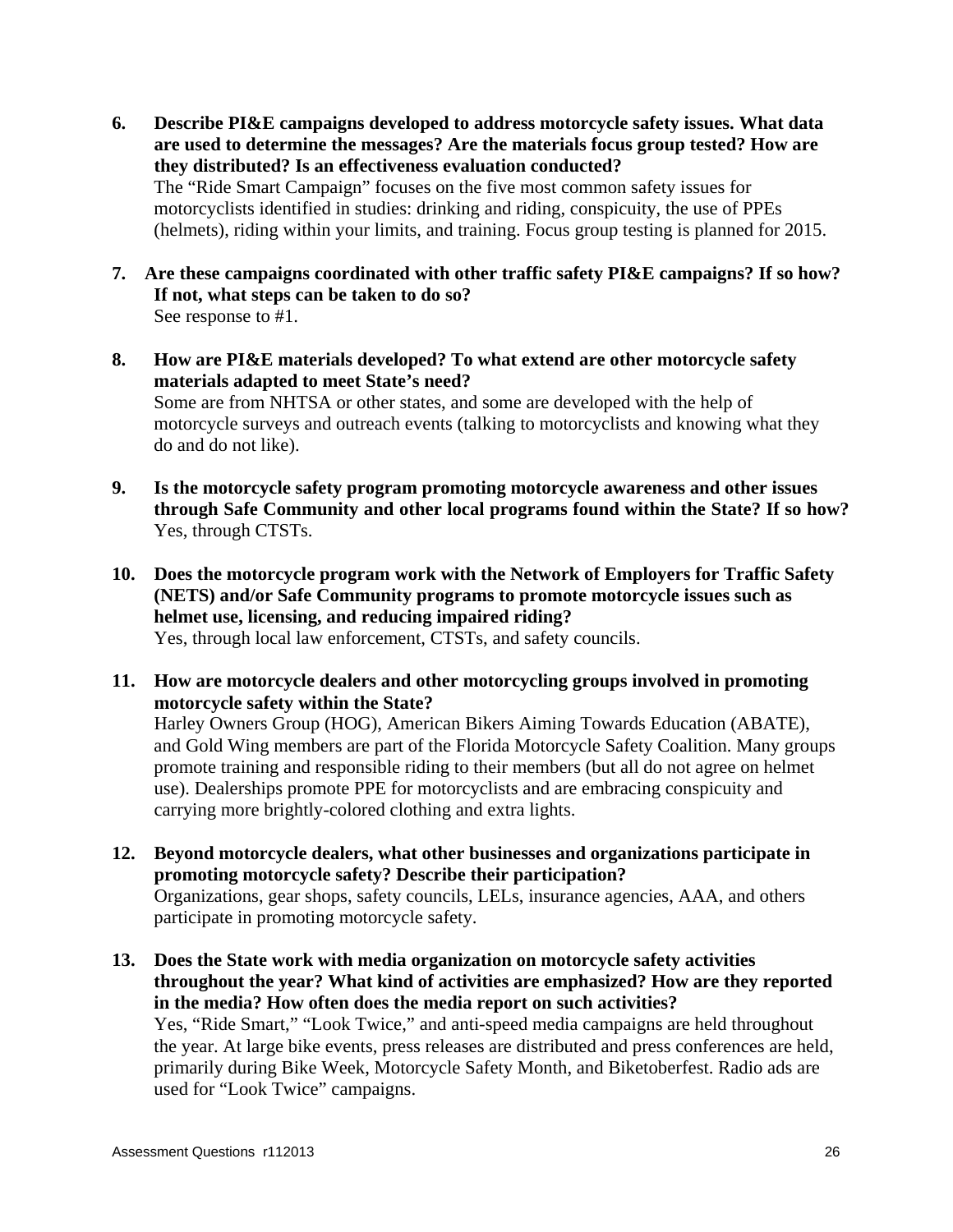6. **Describe PI&E campaigns developed to address motorcycle safety issues. What data are used to determine the messages? Are the materials focus group tested? How are they distributed? Is an effectiveness evaluation conducted?**
   The "Ride Smart Campaign" focuses on the five most common safety issues for motorcyclists identified in studies: drinking and riding, conspicuity, the use of PPEs (helmets), riding within your limits, and training. Focus group testing is planned for 2015.

7. **Are these campaigns coordinated with other traffic safety PI&E campaigns? If so how? If not, what steps can be taken to do so?**
   See response to #1.

8. **How are PI&E materials developed? To what extend are other motorcycle safety materials adapted to meet State's need?**
   Some are from NHTSA or other states, and some are developed with the help of motorcycle surveys and outreach events (talking to motorcyclists and knowing what they do and do not like).

9. **Is the motorcycle safety program promoting motorcycle awareness and other issues through Safe Community and other local programs found within the State? If so how?**
   Yes, through CTSTs.

10. **Does the motorcycle program work with the Network of Employers for Traffic Safety (NETS) and/or Safe Community programs to promote motorcycle issues such as helmet use, licensing, and reducing impaired riding?**
    Yes, through local law enforcement, CTSTs, and safety councils.

11. **How are motorcycle dealers and other motorcycling groups involved in promoting motorcycle safety within the State?**
    Harley Owners Group (HOG), American Bikers Aiming Towards Education (ABATE), and Gold Wing members are part of the Florida Motorcycle Safety Coalition. Many groups promote training and responsible riding to their members (but all do not agree on helmet use). Dealerships promote PPE for motorcyclists and are embracing conspicuity and carrying more brightly-colored clothing and extra lights.

12. **Beyond motorcycle dealers, what other businesses and organizations participate in promoting motorcycle safety? Describe their participation?**
    Organizations, gear shops, safety councils, LELs, insurance agencies, AAA, and others participate in promoting motorcycle safety.

13. **Does the State work with media organization on motorcycle safety activities throughout the year? What kind of activities are emphasized? How are they reported in the media? How often does the media report on such activities?**
    Yes, "Ride Smart," "Look Twice," and anti-speed media campaigns are held throughout the year. At large bike events, press releases are distributed and press conferences are held, primarily during Bike Week, Motorcycle Safety Month, and Biketoberfest. Radio ads are used for "Look Twice" campaigns.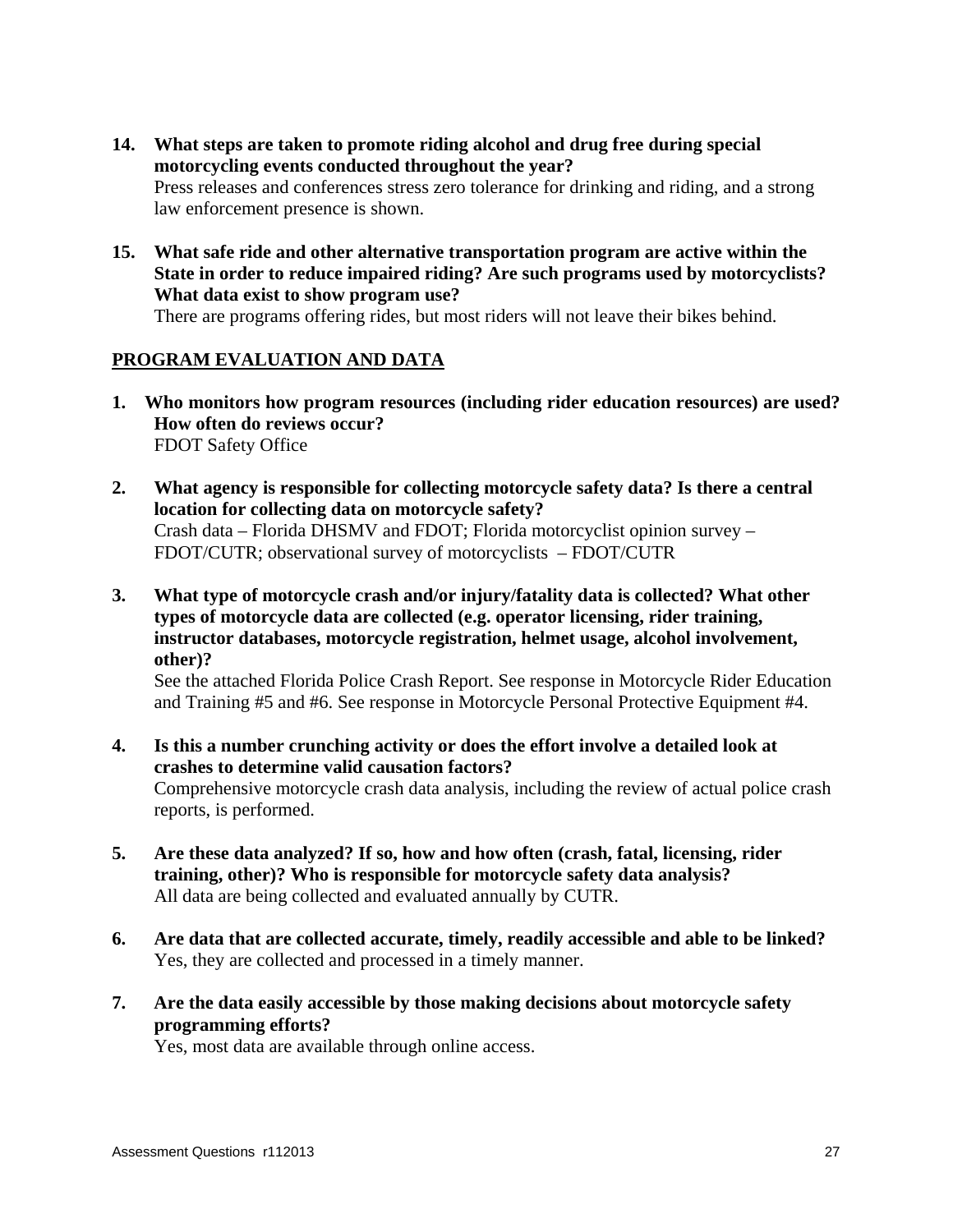14. **What steps are taken to promote riding alcohol and drug free during special motorcycling events conducted throughout the year?**
    Press releases and conferences stress zero tolerance for drinking and riding, and a strong law enforcement presence is shown.

15. **What safe ride and other alternative transportation program are active within the State in order to reduce impaired riding? Are such programs used by motorcyclists? What data exist to show program use?**
    There are programs offering rides, but most riders will not leave their bikes behind.

## PROGRAM EVALUATION AND DATA

1. **Who monitors how program resources (including rider education resources) are used? How often do reviews occur?**
   FDOT Safety Office

2. **What agency is responsible for collecting motorcycle safety data? Is there a central location for collecting data on motorcycle safety?**
   Crash data – Florida DHSMV and FDOT; Florida motorcyclist opinion survey – FDOT/CUTR; observational survey of motorcyclists – FDOT/CUTR

3. **What type of motorcycle crash and/or injury/fatality data is collected? What other types of motorcycle data are collected (e.g. operator licensing, rider training, instructor databases, motorcycle registration, helmet usage, alcohol involvement, other)?**
   See the attached Florida Police Crash Report. See response in Motorcycle Rider Education and Training #5 and #6. See response in Motorcycle Personal Protective Equipment #4.

4. **Is this a number crunching activity or does the effort involve a detailed look at crashes to determine valid causation factors?**
   Comprehensive motorcycle crash data analysis, including the review of actual police crash reports, is performed.

5. **Are these data analyzed? If so, how and how often (crash, fatal, licensing, rider training, other)? Who is responsible for motorcycle safety data analysis?**
   All data are being collected and evaluated annually by CUTR.

6. **Are data that are collected accurate, timely, readily accessible and able to be linked?**
   Yes, they are collected and processed in a timely manner.

7. **Are the data easily accessible by those making decisions about motorcycle safety programming efforts?**
   Yes, most data are available through online access.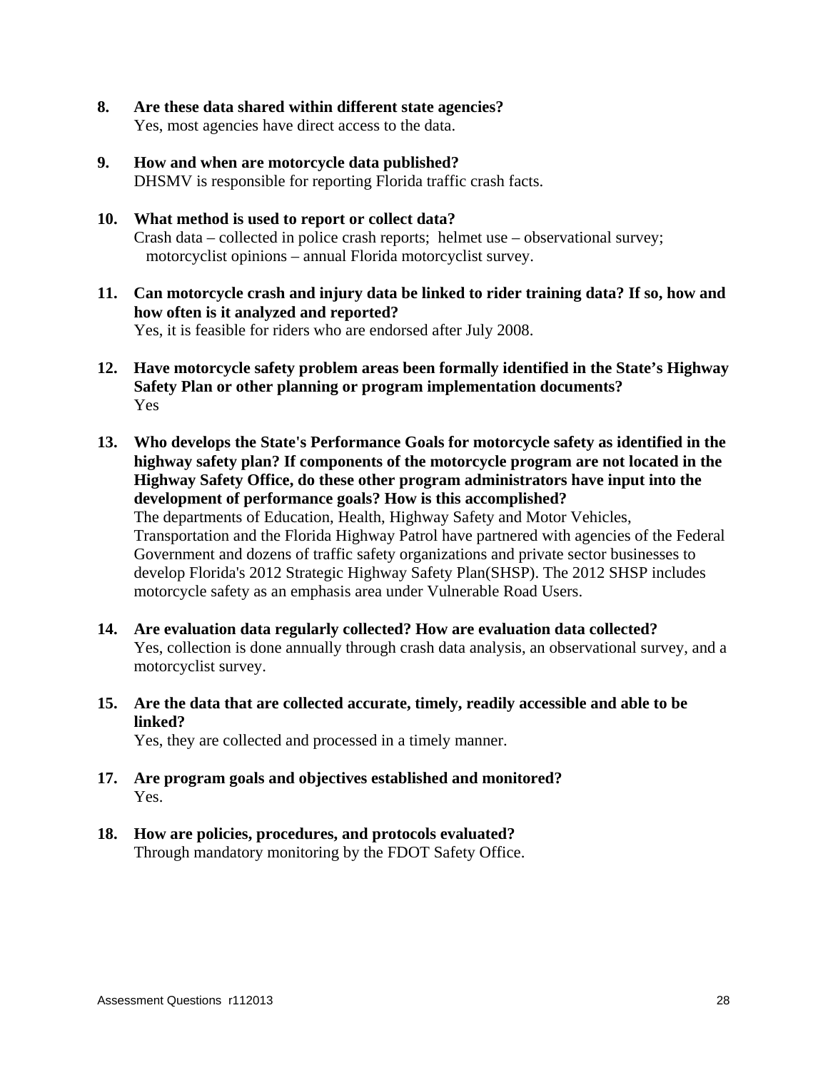**8. Are these data shared within different state agencies?**
Yes, most agencies have direct access to the data.

**9. How and when are motorcycle data published?**
DHSMV is responsible for reporting Florida traffic crash facts.

**10. What method is used to report or collect data?**
Crash data – collected in police crash reports; helmet use – observational survey; motorcyclist opinions – annual Florida motorcyclist survey.

**11. Can motorcycle crash and injury data be linked to rider training data? If so, how and how often is it analyzed and reported?**
Yes, it is feasible for riders who are endorsed after July 2008.

**12. Have motorcycle safety problem areas been formally identified in the State's Highway Safety Plan or other planning or program implementation documents?**
Yes

**13. Who develops the State's Performance Goals for motorcycle safety as identified in the highway safety plan? If components of the motorcycle program are not located in the Highway Safety Office, do these other program administrators have input into the development of performance goals? How is this accomplished?**
The departments of Education, Health, Highway Safety and Motor Vehicles, Transportation and the Florida Highway Patrol have partnered with agencies of the Federal Government and dozens of traffic safety organizations and private sector businesses to develop Florida's 2012 Strategic Highway Safety Plan(SHSP). The 2012 SHSP includes motorcycle safety as an emphasis area under Vulnerable Road Users.

**14. Are evaluation data regularly collected? How are evaluation data collected?**
Yes, collection is done annually through crash data analysis, an observational survey, and a motorcyclist survey.

**15. Are the data that are collected accurate, timely, readily accessible and able to be linked?**
Yes, they are collected and processed in a timely manner.

**17. Are program goals and objectives established and monitored?**
Yes.

**18. How are policies, procedures, and protocols evaluated?**
Through mandatory monitoring by the FDOT Safety Office.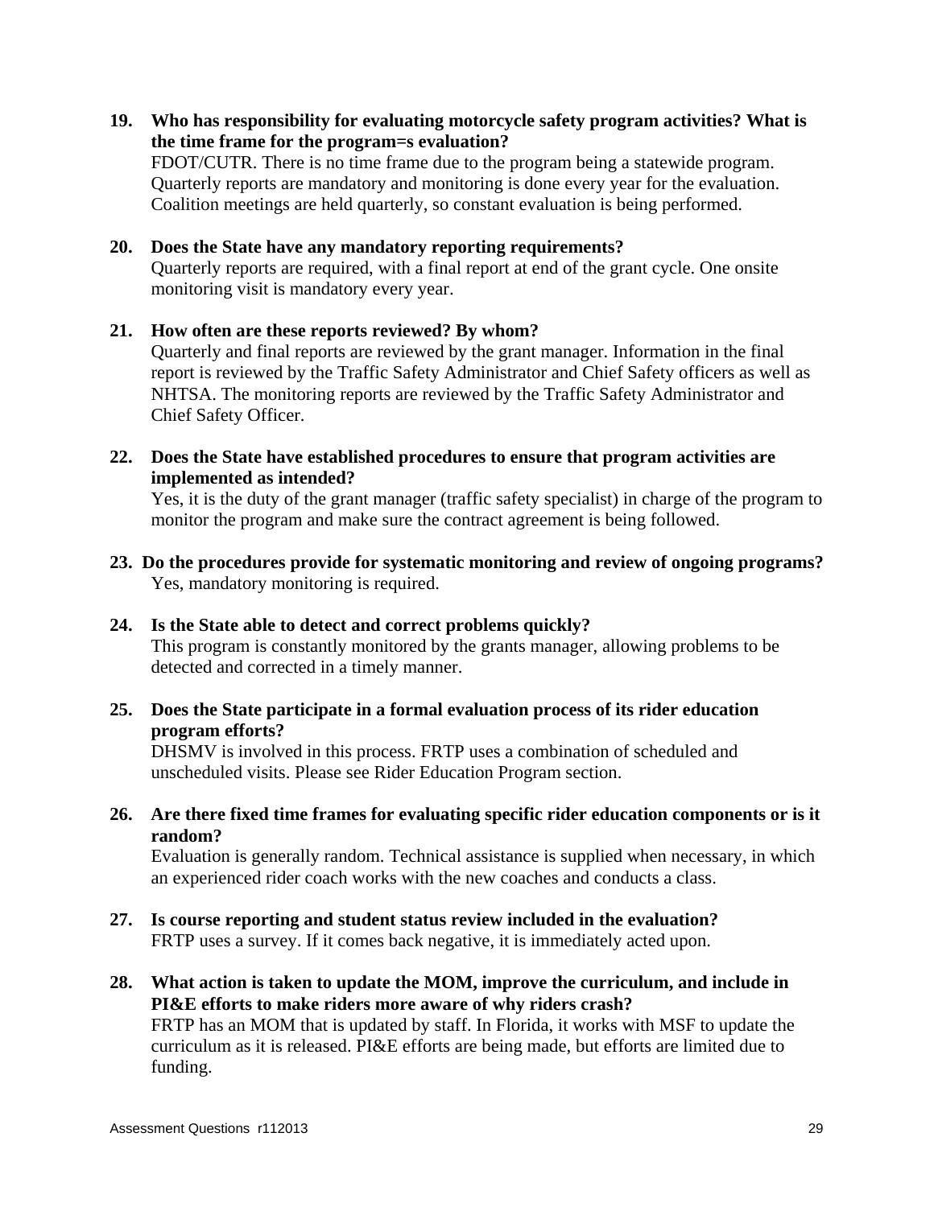**19. Who has responsibility for evaluating motorcycle safety program activities? What is the time frame for the program=s evaluation?**

FDOT/CUTR. There is no time frame due to the program being a statewide program. Quarterly reports are mandatory and monitoring is done every year for the evaluation. Coalition meetings are held quarterly, so constant evaluation is being performed.

**20. Does the State have any mandatory reporting requirements?**

Quarterly reports are required, with a final report at end of the grant cycle. One onsite monitoring visit is mandatory every year.

**21. How often are these reports reviewed? By whom?**

Quarterly and final reports are reviewed by the grant manager. Information in the final report is reviewed by the Traffic Safety Administrator and Chief Safety officers as well as NHTSA. The monitoring reports are reviewed by the Traffic Safety Administrator and Chief Safety Officer.

**22. Does the State have established procedures to ensure that program activities are implemented as intended?**

Yes, it is the duty of the grant manager (traffic safety specialist) in charge of the program to monitor the program and make sure the contract agreement is being followed.

**23. Do the procedures provide for systematic monitoring and review of ongoing programs?**

Yes, mandatory monitoring is required.

**24. Is the State able to detect and correct problems quickly?**

This program is constantly monitored by the grants manager, allowing problems to be detected and corrected in a timely manner.

**25. Does the State participate in a formal evaluation process of its rider education program efforts?**

DHSMV is involved in this process. FRTP uses a combination of scheduled and unscheduled visits. Please see Rider Education Program section.

**26. Are there fixed time frames for evaluating specific rider education components or is it random?**

Evaluation is generally random. Technical assistance is supplied when necessary, in which an experienced rider coach works with the new coaches and conducts a class.

**27. Is course reporting and student status review included in the evaluation?**

FRTP uses a survey. If it comes back negative, it is immediately acted upon.

**28. What action is taken to update the MOM, improve the curriculum, and include in PI&E efforts to make riders more aware of why riders crash?**

FRTP has an MOM that is updated by staff. In Florida, it works with MSF to update the curriculum as it is released. PI&E efforts are being made, but efforts are limited due to funding.